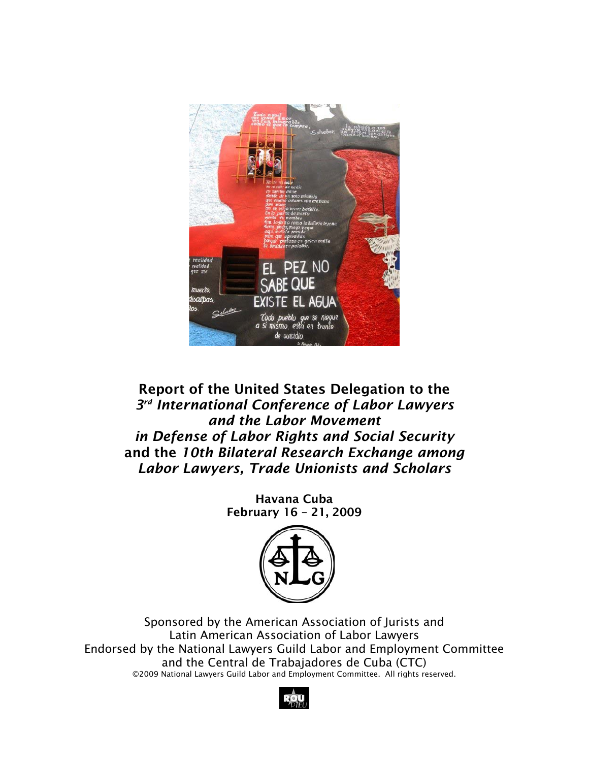# Report of the United States Delegation to the *3rd International Conference of Labor Lawyers and the Labor Movement in Defense of Labor Rights and Social Security* and the *10th Bilateral Research Exchange among Labor Lawyers, Trade Unionists and Scholars*

**Havana Cuba**
**February 16 – 21, 2009**

Sponsored by the American Association of Jurists and
Latin American Association of Labor Lawyers
Endorsed by the National Lawyers Guild Labor and Employment Committee
and the Central de Trabajadores de Cuba (CTC)

©2009 National Lawyers Guild Labor and Employment Committee. All rights reserved.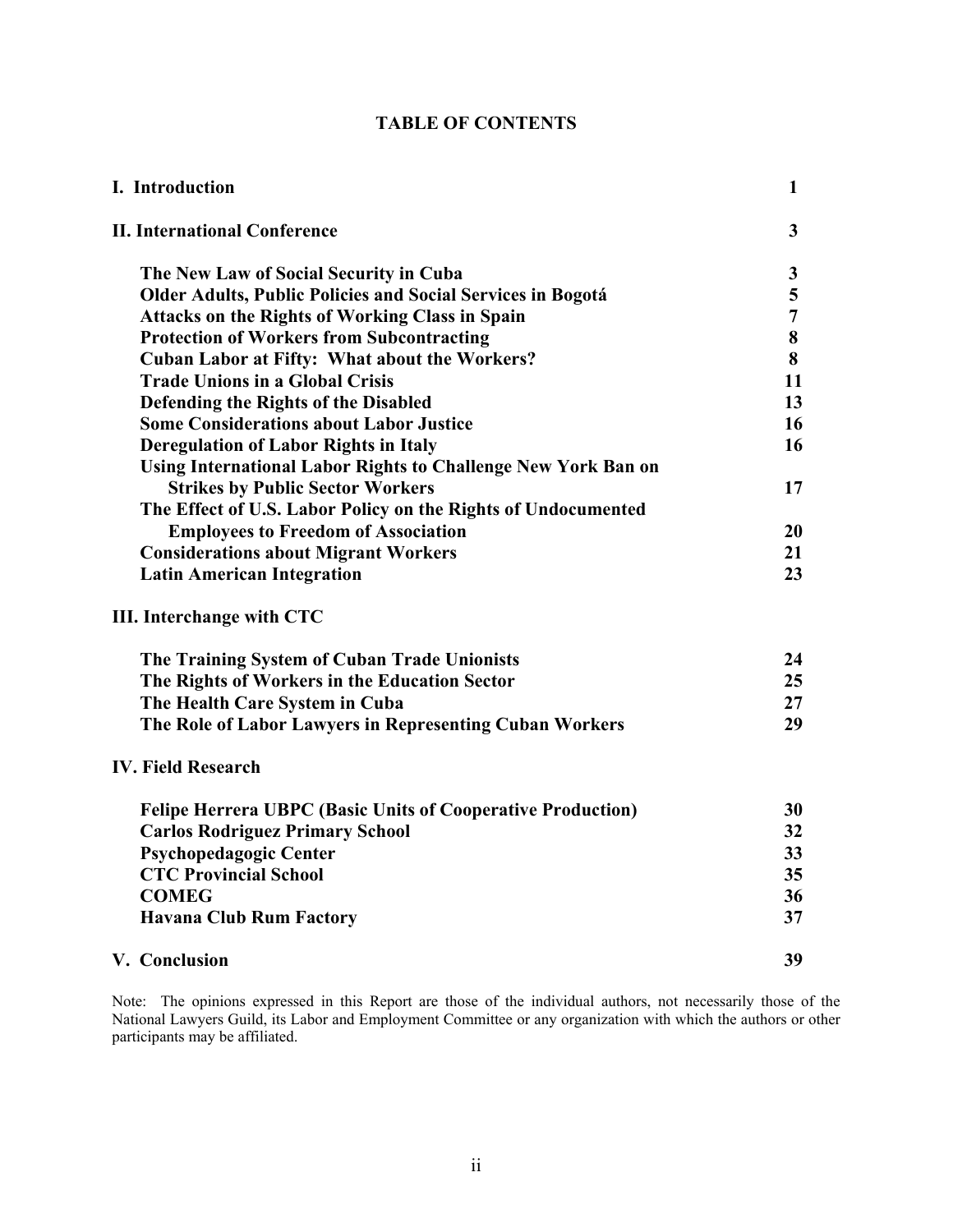# TABLE OF CONTENTS

| | |
|---|---|
| **I. Introduction** | **1** |
| **II. International Conference** | **3** |
| **The New Law of Social Security in Cuba** | **3** |
| **Older Adults, Public Policies and Social Services in Bogotá** | **5** |
| **Attacks on the Rights of Working Class in Spain** | **7** |
| **Protection of Workers from Subcontracting** | **8** |
| **Cuban Labor at Fifty: What about the Workers?** | **8** |
| **Trade Unions in a Global Crisis** | **11** |
| **Defending the Rights of the Disabled** | **13** |
| **Some Considerations about Labor Justice** | **16** |
| **Deregulation of Labor Rights in Italy** | **16** |
| **Using International Labor Rights to Challenge New York Ban on Strikes by Public Sector Workers** | **17** |
| **The Effect of U.S. Labor Policy on the Rights of Undocumented Employees to Freedom of Association** | **20** |
| **Considerations about Migrant Workers** | **21** |
| **Latin American Integration** | **23** |
| **III. Interchange with CTC** | |
| **The Training System of Cuban Trade Unionists** | **24** |
| **The Rights of Workers in the Education Sector** | **25** |
| **The Health Care System in Cuba** | **27** |
| **The Role of Labor Lawyers in Representing Cuban Workers** | **29** |
| **IV. Field Research** | |
| **Felipe Herrera UBPC (Basic Units of Cooperative Production)** | **30** |
| **Carlos Rodriguez Primary School** | **32** |
| **Psychopedagogic Center** | **33** |
| **CTC Provincial School** | **35** |
| **COMEG** | **36** |
| **Havana Club Rum Factory** | **37** |
| **V. Conclusion** | **39** |

Note: The opinions expressed in this Report are those of the individual authors, not necessarily those of the National Lawyers Guild, its Labor and Employment Committee or any organization with which the authors or other participants may be affiliated.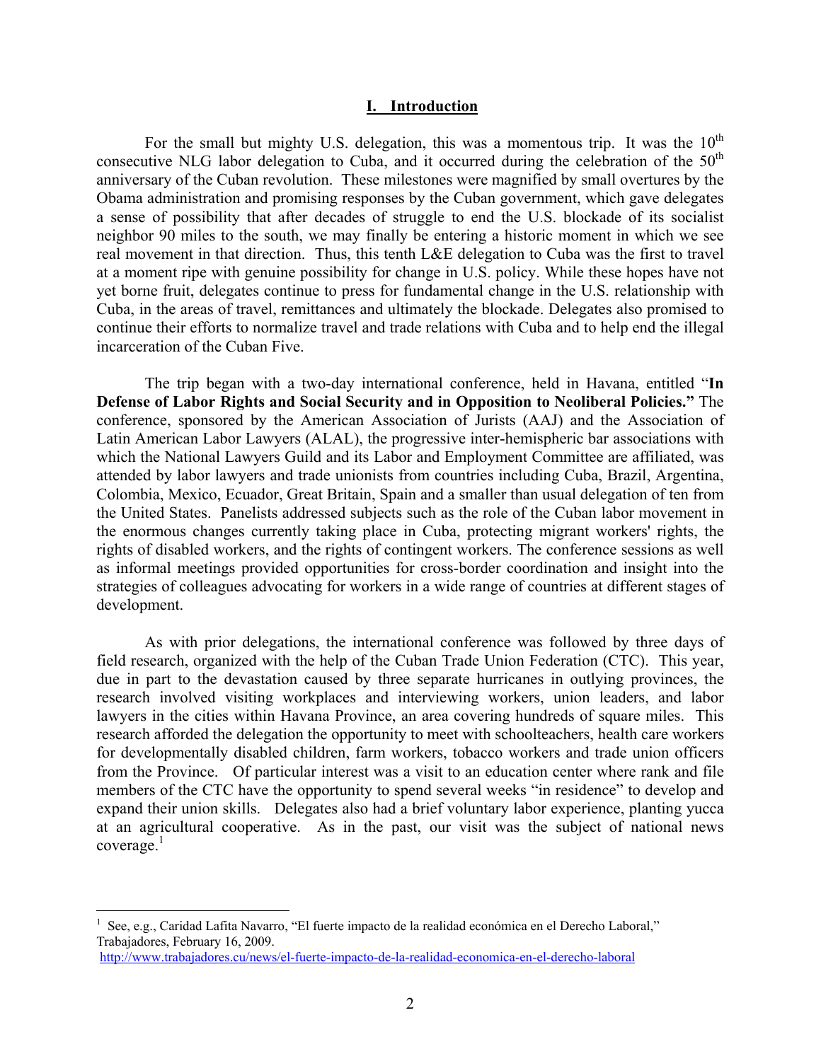## I. Introduction

For the small but mighty U.S. delegation, this was a momentous trip. It was the 10th consecutive NLG labor delegation to Cuba, and it occurred during the celebration of the 50th anniversary of the Cuban revolution. These milestones were magnified by small overtures by the Obama administration and promising responses by the Cuban government, which gave delegates a sense of possibility that after decades of struggle to end the U.S. blockade of its socialist neighbor 90 miles to the south, we may finally be entering a historic moment in which we see real movement in that direction. Thus, this tenth L&E delegation to Cuba was the first to travel at a moment ripe with genuine possibility for change in U.S. policy. While these hopes have not yet borne fruit, delegates continue to press for fundamental change in the U.S. relationship with Cuba, in the areas of travel, remittances and ultimately the blockade. Delegates also promised to continue their efforts to normalize travel and trade relations with Cuba and to help end the illegal incarceration of the Cuban Five.

The trip began with a two-day international conference, held in Havana, entitled "**In Defense of Labor Rights and Social Security and in Opposition to Neoliberal Policies.**" The conference, sponsored by the American Association of Jurists (AAJ) and the Association of Latin American Labor Lawyers (ALAL), the progressive inter-hemispheric bar associations with which the National Lawyers Guild and its Labor and Employment Committee are affiliated, was attended by labor lawyers and trade unionists from countries including Cuba, Brazil, Argentina, Colombia, Mexico, Ecuador, Great Britain, Spain and a smaller than usual delegation of ten from the United States. Panelists addressed subjects such as the role of the Cuban labor movement in the enormous changes currently taking place in Cuba, protecting migrant workers' rights, the rights of disabled workers, and the rights of contingent workers. The conference sessions as well as informal meetings provided opportunities for cross-border coordination and insight into the strategies of colleagues advocating for workers in a wide range of countries at different stages of development.

As with prior delegations, the international conference was followed by three days of field research, organized with the help of the Cuban Trade Union Federation (CTC). This year, due in part to the devastation caused by three separate hurricanes in outlying provinces, the research involved visiting workplaces and interviewing workers, union leaders, and labor lawyers in the cities within Havana Province, an area covering hundreds of square miles. This research afforded the delegation the opportunity to meet with schoolteachers, health care workers for developmentally disabled children, farm workers, tobacco workers and trade union officers from the Province. Of particular interest was a visit to an education center where rank and file members of the CTC have the opportunity to spend several weeks "in residence" to develop and expand their union skills. Delegates also had a brief voluntary labor experience, planting yucca at an agricultural cooperative. As in the past, our visit was the subject of national news coverage.[1]

---

[1] See, e.g., Caridad Lafita Navarro, "El fuerte impacto de la realidad económica en el Derecho Laboral," Trabajadores, February 16, 2009. http://www.trabajadores.cu/news/el-fuerte-impacto-de-la-realidad-economica-en-el-derecho-laboral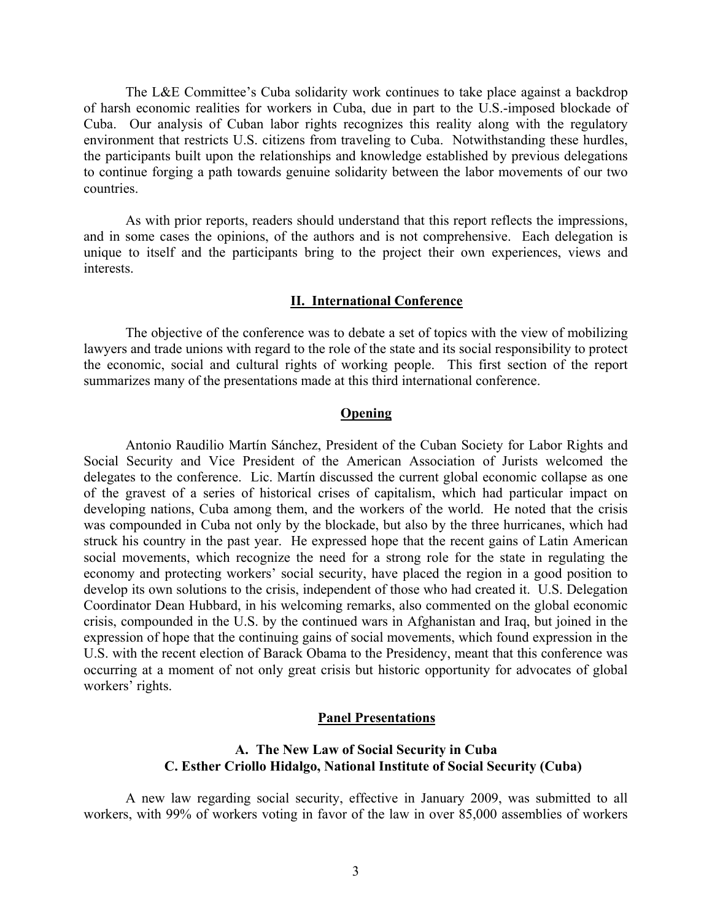The L&E Committee's Cuba solidarity work continues to take place against a backdrop of harsh economic realities for workers in Cuba, due in part to the U.S.-imposed blockade of Cuba. Our analysis of Cuban labor rights recognizes this reality along with the regulatory environment that restricts U.S. citizens from traveling to Cuba. Notwithstanding these hurdles, the participants built upon the relationships and knowledge established by previous delegations to continue forging a path towards genuine solidarity between the labor movements of our two countries.

As with prior reports, readers should understand that this report reflects the impressions, and in some cases the opinions, of the authors and is not comprehensive. Each delegation is unique to itself and the participants bring to the project their own experiences, views and interests.

## II. International Conference

The objective of the conference was to debate a set of topics with the view of mobilizing lawyers and trade unions with regard to the role of the state and its social responsibility to protect the economic, social and cultural rights of working people. This first section of the report summarizes many of the presentations made at this third international conference.

### Opening

Antonio Raudilio Martín Sánchez, President of the Cuban Society for Labor Rights and Social Security and Vice President of the American Association of Jurists welcomed the delegates to the conference. Lic. Martín discussed the current global economic collapse as one of the gravest of a series of historical crises of capitalism, which had particular impact on developing nations, Cuba among them, and the workers of the world. He noted that the crisis was compounded in Cuba not only by the blockade, but also by the three hurricanes, which had struck his country in the past year. He expressed hope that the recent gains of Latin American social movements, which recognize the need for a strong role for the state in regulating the economy and protecting workers' social security, have placed the region in a good position to develop its own solutions to the crisis, independent of those who had created it. U.S. Delegation Coordinator Dean Hubbard, in his welcoming remarks, also commented on the global economic crisis, compounded in the U.S. by the continued wars in Afghanistan and Iraq, but joined in the expression of hope that the continuing gains of social movements, which found expression in the U.S. with the recent election of Barack Obama to the Presidency, meant that this conference was occurring at a moment of not only great crisis but historic opportunity for advocates of global workers' rights.

### Panel Presentations

#### A. The New Law of Social Security in Cuba
#### C. Esther Criollo Hidalgo, National Institute of Social Security (Cuba)

A new law regarding social security, effective in January 2009, was submitted to all workers, with 99% of workers voting in favor of the law in over 85,000 assemblies of workers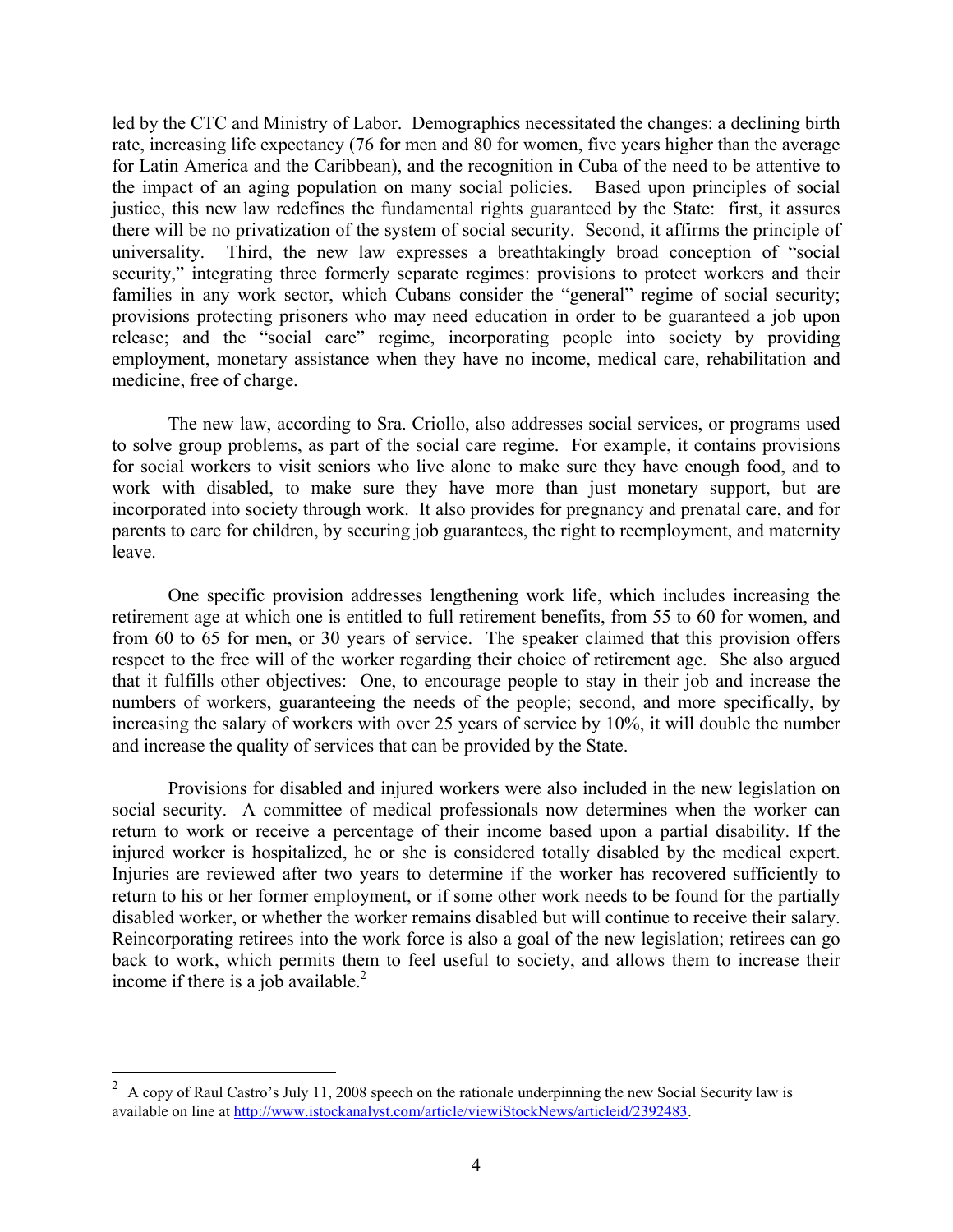led by the CTC and Ministry of Labor. Demographics necessitated the changes: a declining birth rate, increasing life expectancy (76 for men and 80 for women, five years higher than the average for Latin America and the Caribbean), and the recognition in Cuba of the need to be attentive to the impact of an aging population on many social policies. Based upon principles of social justice, this new law redefines the fundamental rights guaranteed by the State: first, it assures there will be no privatization of the system of social security. Second, it affirms the principle of universality. Third, the new law expresses a breathtakingly broad conception of "social security," integrating three formerly separate regimes: provisions to protect workers and their families in any work sector, which Cubans consider the "general" regime of social security; provisions protecting prisoners who may need education in order to be guaranteed a job upon release; and the "social care" regime, incorporating people into society by providing employment, monetary assistance when they have no income, medical care, rehabilitation and medicine, free of charge.

The new law, according to Sra. Criollo, also addresses social services, or programs used to solve group problems, as part of the social care regime. For example, it contains provisions for social workers to visit seniors who live alone to make sure they have enough food, and to work with disabled, to make sure they have more than just monetary support, but are incorporated into society through work. It also provides for pregnancy and prenatal care, and for parents to care for children, by securing job guarantees, the right to reemployment, and maternity leave.

One specific provision addresses lengthening work life, which includes increasing the retirement age at which one is entitled to full retirement benefits, from 55 to 60 for women, and from 60 to 65 for men, or 30 years of service. The speaker claimed that this provision offers respect to the free will of the worker regarding their choice of retirement age. She also argued that it fulfills other objectives: One, to encourage people to stay in their job and increase the numbers of workers, guaranteeing the needs of the people; second, and more specifically, by increasing the salary of workers with over 25 years of service by 10%, it will double the number and increase the quality of services that can be provided by the State.

Provisions for disabled and injured workers were also included in the new legislation on social security. A committee of medical professionals now determines when the worker can return to work or receive a percentage of their income based upon a partial disability. If the injured worker is hospitalized, he or she is considered totally disabled by the medical expert. Injuries are reviewed after two years to determine if the worker has recovered sufficiently to return to his or her former employment, or if some other work needs to be found for the partially disabled worker, or whether the worker remains disabled but will continue to receive their salary. Reincorporating retirees into the work force is also a goal of the new legislation; retirees can go back to work, which permits them to feel useful to society, and allows them to increase their income if there is a job available.[2]

---

[2] A copy of Raul Castro's July 11, 2008 speech on the rationale underpinning the new Social Security law is available on line at http://www.istockanalyst.com/article/viewiStockNews/articleid/2392483.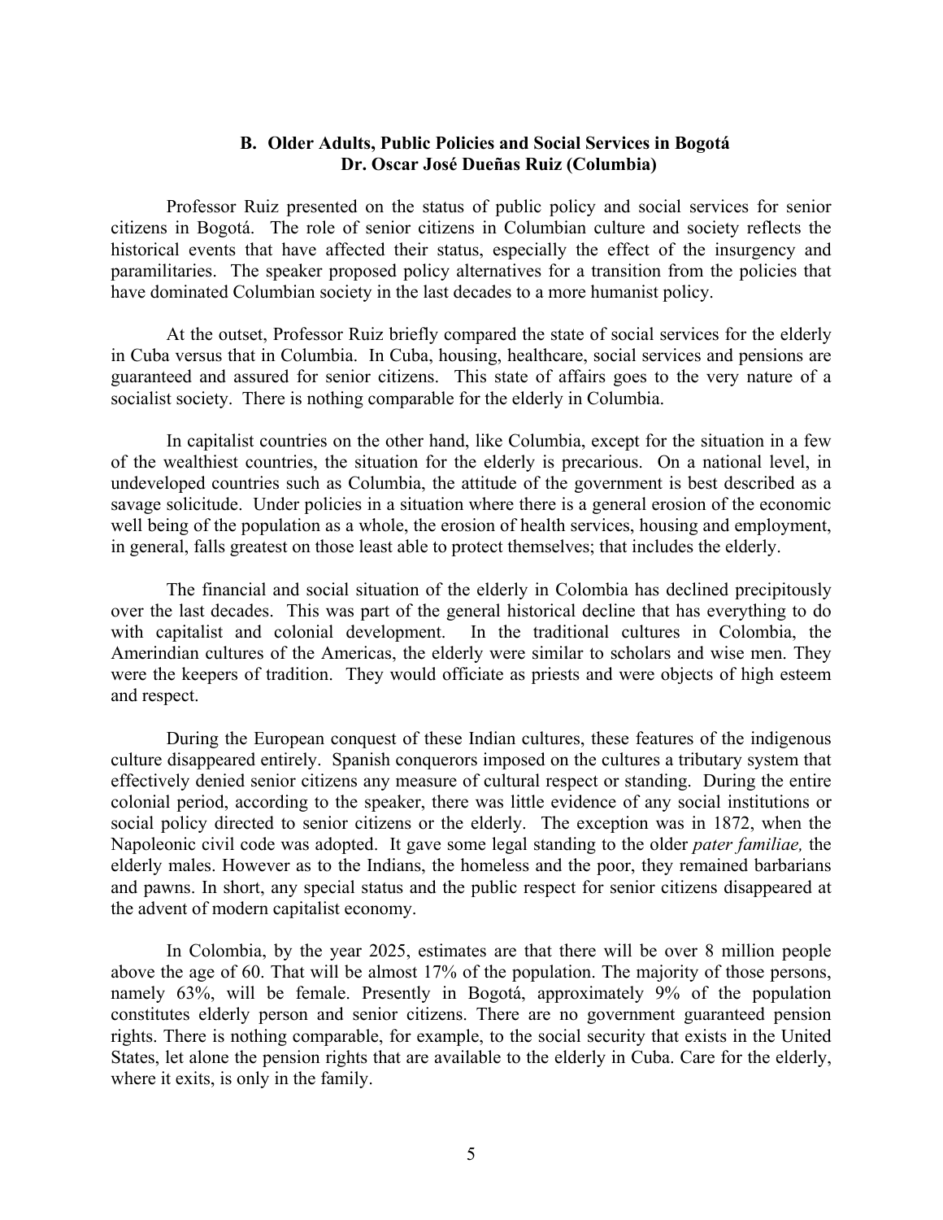### B. Older Adults, Public Policies and Social Services in Bogotá
### Dr. Oscar José Dueñas Ruiz (Columbia)

Professor Ruiz presented on the status of public policy and social services for senior citizens in Bogotá. The role of senior citizens in Columbian culture and society reflects the historical events that have affected their status, especially the effect of the insurgency and paramilitaries. The speaker proposed policy alternatives for a transition from the policies that have dominated Columbian society in the last decades to a more humanist policy.

At the outset, Professor Ruiz briefly compared the state of social services for the elderly in Cuba versus that in Columbia. In Cuba, housing, healthcare, social services and pensions are guaranteed and assured for senior citizens. This state of affairs goes to the very nature of a socialist society. There is nothing comparable for the elderly in Columbia.

In capitalist countries on the other hand, like Columbia, except for the situation in a few of the wealthiest countries, the situation for the elderly is precarious. On a national level, in undeveloped countries such as Columbia, the attitude of the government is best described as a savage solicitude. Under policies in a situation where there is a general erosion of the economic well being of the population as a whole, the erosion of health services, housing and employment, in general, falls greatest on those least able to protect themselves; that includes the elderly.

The financial and social situation of the elderly in Colombia has declined precipitously over the last decades. This was part of the general historical decline that has everything to do with capitalist and colonial development. In the traditional cultures in Colombia, the Amerindian cultures of the Americas, the elderly were similar to scholars and wise men. They were the keepers of tradition. They would officiate as priests and were objects of high esteem and respect.

During the European conquest of these Indian cultures, these features of the indigenous culture disappeared entirely. Spanish conquerors imposed on the cultures a tributary system that effectively denied senior citizens any measure of cultural respect or standing. During the entire colonial period, according to the speaker, there was little evidence of any social institutions or social policy directed to senior citizens or the elderly. The exception was in 1872, when the Napoleonic civil code was adopted. It gave some legal standing to the older *pater familiae,* the elderly males. However as to the Indians, the homeless and the poor, they remained barbarians and pawns. In short, any special status and the public respect for senior citizens disappeared at the advent of modern capitalist economy.

In Colombia, by the year 2025, estimates are that there will be over 8 million people above the age of 60. That will be almost 17% of the population. The majority of those persons, namely 63%, will be female. Presently in Bogotá, approximately 9% of the population constitutes elderly person and senior citizens. There are no government guaranteed pension rights. There is nothing comparable, for example, to the social security that exists in the United States, let alone the pension rights that are available to the elderly in Cuba. Care for the elderly, where it exits, is only in the family.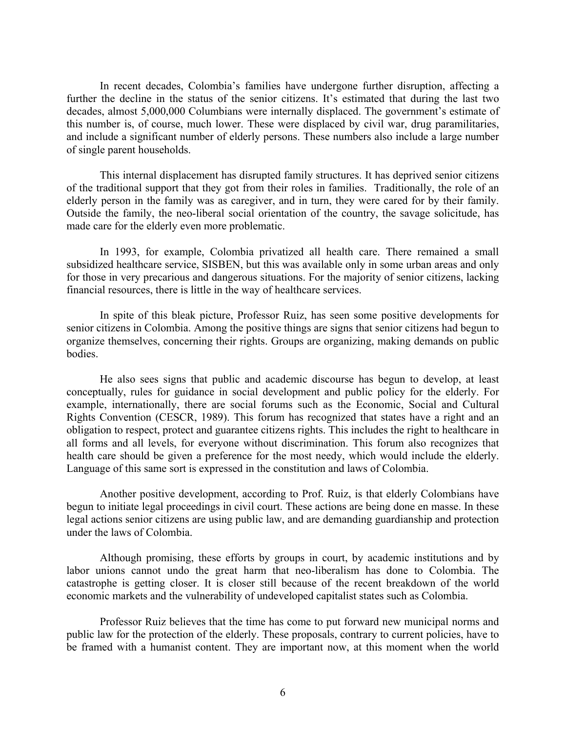In recent decades, Colombia's families have undergone further disruption, affecting a further the decline in the status of the senior citizens. It's estimated that during the last two decades, almost 5,000,000 Columbians were internally displaced. The government's estimate of this number is, of course, much lower. These were displaced by civil war, drug paramilitaries, and include a significant number of elderly persons. These numbers also include a large number of single parent households.

This internal displacement has disrupted family structures. It has deprived senior citizens of the traditional support that they got from their roles in families. Traditionally, the role of an elderly person in the family was as caregiver, and in turn, they were cared for by their family. Outside the family, the neo-liberal social orientation of the country, the savage solicitude, has made care for the elderly even more problematic.

In 1993, for example, Colombia privatized all health care. There remained a small subsidized healthcare service, SISBEN, but this was available only in some urban areas and only for those in very precarious and dangerous situations. For the majority of senior citizens, lacking financial resources, there is little in the way of healthcare services.

In spite of this bleak picture, Professor Ruiz, has seen some positive developments for senior citizens in Colombia. Among the positive things are signs that senior citizens had begun to organize themselves, concerning their rights. Groups are organizing, making demands on public bodies.

He also sees signs that public and academic discourse has begun to develop, at least conceptually, rules for guidance in social development and public policy for the elderly. For example, internationally, there are social forums such as the Economic, Social and Cultural Rights Convention (CESCR, 1989). This forum has recognized that states have a right and an obligation to respect, protect and guarantee citizens rights. This includes the right to healthcare in all forms and all levels, for everyone without discrimination. This forum also recognizes that health care should be given a preference for the most needy, which would include the elderly. Language of this same sort is expressed in the constitution and laws of Colombia.

Another positive development, according to Prof. Ruiz, is that elderly Colombians have begun to initiate legal proceedings in civil court. These actions are being done en masse. In these legal actions senior citizens are using public law, and are demanding guardianship and protection under the laws of Colombia.

Although promising, these efforts by groups in court, by academic institutions and by labor unions cannot undo the great harm that neo-liberalism has done to Colombia. The catastrophe is getting closer. It is closer still because of the recent breakdown of the world economic markets and the vulnerability of undeveloped capitalist states such as Colombia.

Professor Ruiz believes that the time has come to put forward new municipal norms and public law for the protection of the elderly. These proposals, contrary to current policies, have to be framed with a humanist content. They are important now, at this moment when the world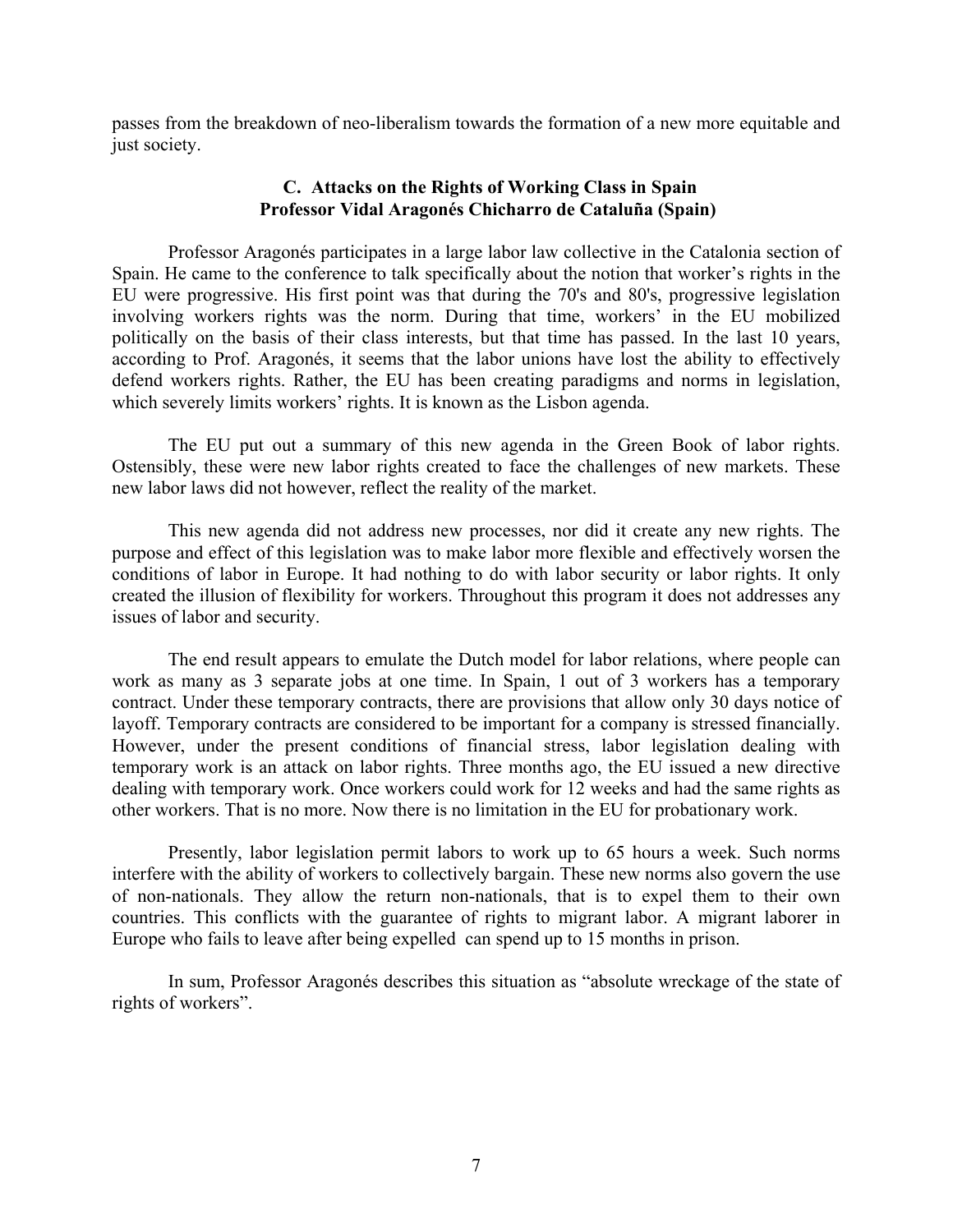passes from the breakdown of neo-liberalism towards the formation of a new more equitable and just society.

### C. Attacks on the Rights of Working Class in Spain
### Professor Vidal Aragonés Chicharro de Cataluña (Spain)

Professor Aragonés participates in a large labor law collective in the Catalonia section of Spain. He came to the conference to talk specifically about the notion that worker's rights in the EU were progressive. His first point was that during the 70's and 80's, progressive legislation involving workers rights was the norm. During that time, workers' in the EU mobilized politically on the basis of their class interests, but that time has passed. In the last 10 years, according to Prof. Aragonés, it seems that the labor unions have lost the ability to effectively defend workers rights. Rather, the EU has been creating paradigms and norms in legislation, which severely limits workers' rights. It is known as the Lisbon agenda.

The EU put out a summary of this new agenda in the Green Book of labor rights. Ostensibly, these were new labor rights created to face the challenges of new markets. These new labor laws did not however, reflect the reality of the market.

This new agenda did not address new processes, nor did it create any new rights. The purpose and effect of this legislation was to make labor more flexible and effectively worsen the conditions of labor in Europe. It had nothing to do with labor security or labor rights. It only created the illusion of flexibility for workers. Throughout this program it does not addresses any issues of labor and security.

The end result appears to emulate the Dutch model for labor relations, where people can work as many as 3 separate jobs at one time. In Spain, 1 out of 3 workers has a temporary contract. Under these temporary contracts, there are provisions that allow only 30 days notice of layoff. Temporary contracts are considered to be important for a company is stressed financially. However, under the present conditions of financial stress, labor legislation dealing with temporary work is an attack on labor rights. Three months ago, the EU issued a new directive dealing with temporary work. Once workers could work for 12 weeks and had the same rights as other workers. That is no more. Now there is no limitation in the EU for probationary work.

Presently, labor legislation permit labors to work up to 65 hours a week. Such norms interfere with the ability of workers to collectively bargain. These new norms also govern the use of non-nationals. They allow the return non-nationals, that is to expel them to their own countries. This conflicts with the guarantee of rights to migrant labor. A migrant laborer in Europe who fails to leave after being expelled can spend up to 15 months in prison.

In sum, Professor Aragonés describes this situation as "absolute wreckage of the state of rights of workers".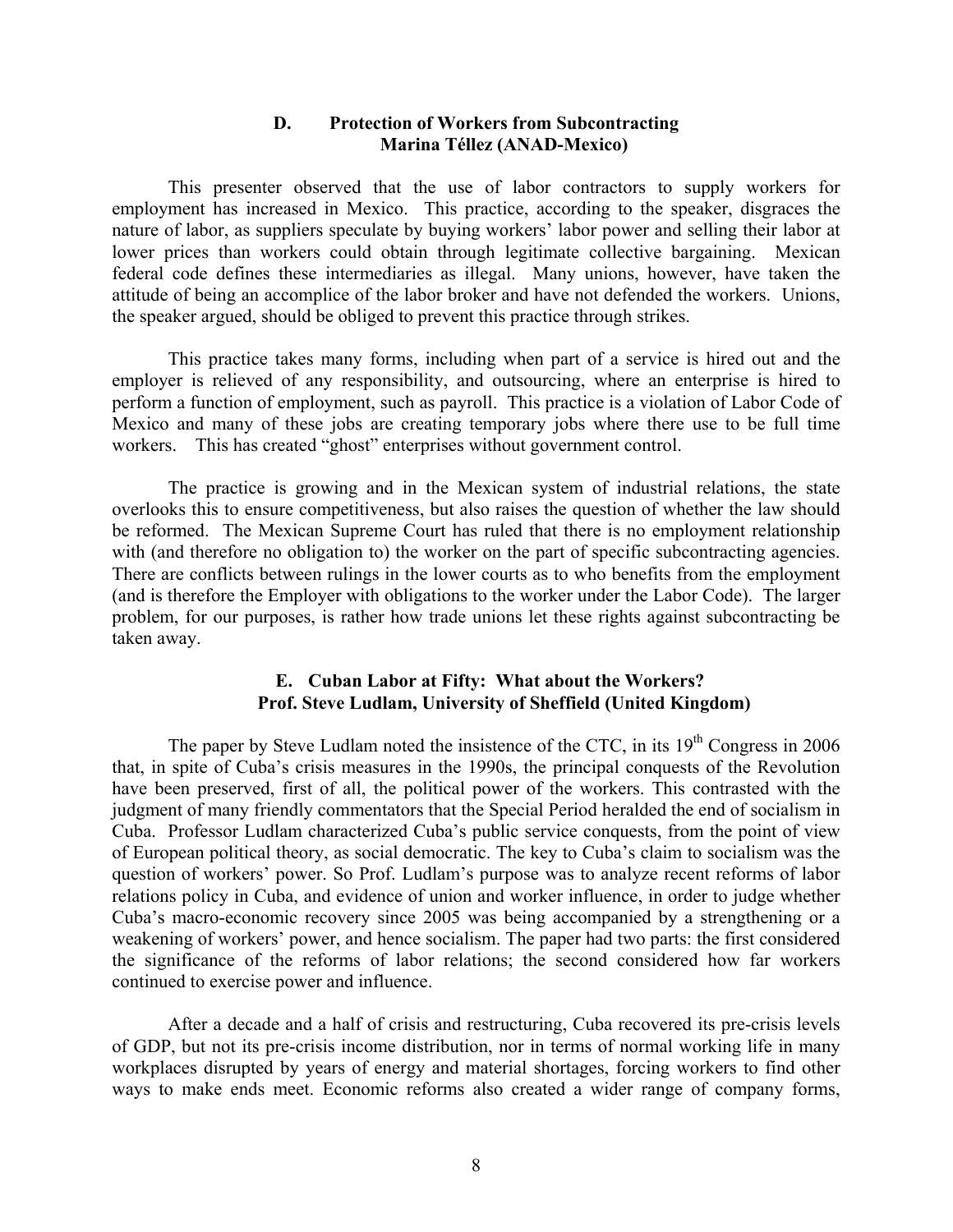### D. Protection of Workers from Subcontracting
**Marina Téllez (ANAD-Mexico)**

This presenter observed that the use of labor contractors to supply workers for employment has increased in Mexico. This practice, according to the speaker, disgraces the nature of labor, as suppliers speculate by buying workers' labor power and selling their labor at lower prices than workers could obtain through legitimate collective bargaining. Mexican federal code defines these intermediaries as illegal. Many unions, however, have taken the attitude of being an accomplice of the labor broker and have not defended the workers. Unions, the speaker argued, should be obliged to prevent this practice through strikes.

This practice takes many forms, including when part of a service is hired out and the employer is relieved of any responsibility, and outsourcing, where an enterprise is hired to perform a function of employment, such as payroll. This practice is a violation of Labor Code of Mexico and many of these jobs are creating temporary jobs where there use to be full time workers. This has created "ghost" enterprises without government control.

The practice is growing and in the Mexican system of industrial relations, the state overlooks this to ensure competitiveness, but also raises the question of whether the law should be reformed. The Mexican Supreme Court has ruled that there is no employment relationship with (and therefore no obligation to) the worker on the part of specific subcontracting agencies. There are conflicts between rulings in the lower courts as to who benefits from the employment (and is therefore the Employer with obligations to the worker under the Labor Code). The larger problem, for our purposes, is rather how trade unions let these rights against subcontracting be taken away.

### E. Cuban Labor at Fifty: What about the Workers?
**Prof. Steve Ludlam, University of Sheffield (United Kingdom)**

The paper by Steve Ludlam noted the insistence of the CTC, in its 19th Congress in 2006 that, in spite of Cuba's crisis measures in the 1990s, the principal conquests of the Revolution have been preserved, first of all, the political power of the workers. This contrasted with the judgment of many friendly commentators that the Special Period heralded the end of socialism in Cuba. Professor Ludlam characterized Cuba's public service conquests, from the point of view of European political theory, as social democratic. The key to Cuba's claim to socialism was the question of workers' power. So Prof. Ludlam's purpose was to analyze recent reforms of labor relations policy in Cuba, and evidence of union and worker influence, in order to judge whether Cuba's macro-economic recovery since 2005 was being accompanied by a strengthening or a weakening of workers' power, and hence socialism. The paper had two parts: the first considered the significance of the reforms of labor relations; the second considered how far workers continued to exercise power and influence.

After a decade and a half of crisis and restructuring, Cuba recovered its pre-crisis levels of GDP, but not its pre-crisis income distribution, nor in terms of normal working life in many workplaces disrupted by years of energy and material shortages, forcing workers to find other ways to make ends meet. Economic reforms also created a wider range of company forms,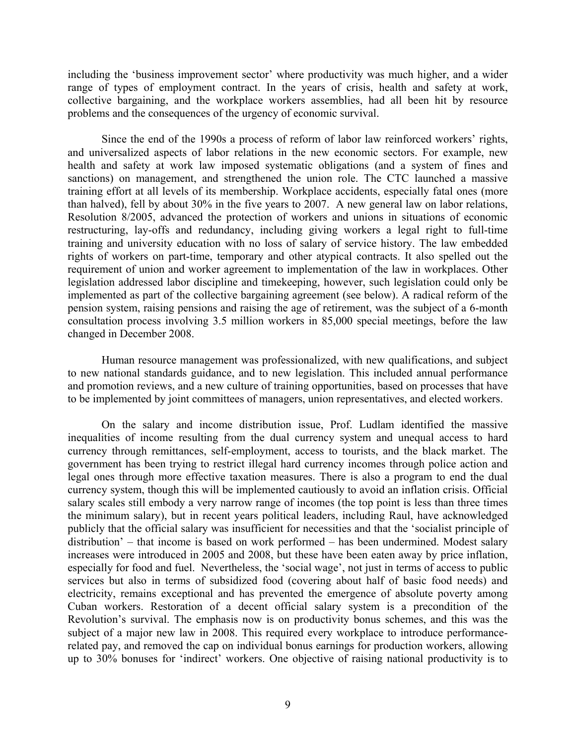including the 'business improvement sector' where productivity was much higher, and a wider range of types of employment contract. In the years of crisis, health and safety at work, collective bargaining, and the workplace workers assemblies, had all been hit by resource problems and the consequences of the urgency of economic survival.

Since the end of the 1990s a process of reform of labor law reinforced workers' rights, and universalized aspects of labor relations in the new economic sectors. For example, new health and safety at work law imposed systematic obligations (and a system of fines and sanctions) on management, and strengthened the union role. The CTC launched a massive training effort at all levels of its membership. Workplace accidents, especially fatal ones (more than halved), fell by about 30% in the five years to 2007. A new general law on labor relations, Resolution 8/2005, advanced the protection of workers and unions in situations of economic restructuring, lay-offs and redundancy, including giving workers a legal right to full-time training and university education with no loss of salary of service history. The law embedded rights of workers on part-time, temporary and other atypical contracts. It also spelled out the requirement of union and worker agreement to implementation of the law in workplaces. Other legislation addressed labor discipline and timekeeping, however, such legislation could only be implemented as part of the collective bargaining agreement (see below). A radical reform of the pension system, raising pensions and raising the age of retirement, was the subject of a 6-month consultation process involving 3.5 million workers in 85,000 special meetings, before the law changed in December 2008.

Human resource management was professionalized, with new qualifications, and subject to new national standards guidance, and to new legislation. This included annual performance and promotion reviews, and a new culture of training opportunities, based on processes that have to be implemented by joint committees of managers, union representatives, and elected workers.

On the salary and income distribution issue, Prof. Ludlam identified the massive inequalities of income resulting from the dual currency system and unequal access to hard currency through remittances, self-employment, access to tourists, and the black market. The government has been trying to restrict illegal hard currency incomes through police action and legal ones through more effective taxation measures. There is also a program to end the dual currency system, though this will be implemented cautiously to avoid an inflation crisis. Official salary scales still embody a very narrow range of incomes (the top point is less than three times the minimum salary), but in recent years political leaders, including Raul, have acknowledged publicly that the official salary was insufficient for necessities and that the 'socialist principle of distribution' – that income is based on work performed – has been undermined. Modest salary increases were introduced in 2005 and 2008, but these have been eaten away by price inflation, especially for food and fuel. Nevertheless, the 'social wage', not just in terms of access to public services but also in terms of subsidized food (covering about half of basic food needs) and electricity, remains exceptional and has prevented the emergence of absolute poverty among Cuban workers. Restoration of a decent official salary system is a precondition of the Revolution's survival. The emphasis now is on productivity bonus schemes, and this was the subject of a major new law in 2008. This required every workplace to introduce performance-related pay, and removed the cap on individual bonus earnings for production workers, allowing up to 30% bonuses for 'indirect' workers. One objective of raising national productivity is to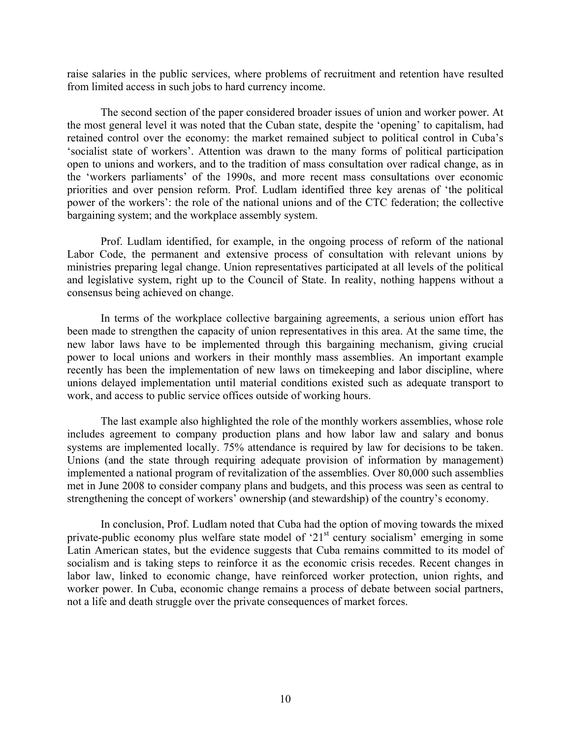raise salaries in the public services, where problems of recruitment and retention have resulted from limited access in such jobs to hard currency income.

The second section of the paper considered broader issues of union and worker power. At the most general level it was noted that the Cuban state, despite the 'opening' to capitalism, had retained control over the economy: the market remained subject to political control in Cuba's 'socialist state of workers'. Attention was drawn to the many forms of political participation open to unions and workers, and to the tradition of mass consultation over radical change, as in the 'workers parliaments' of the 1990s, and more recent mass consultations over economic priorities and over pension reform. Prof. Ludlam identified three key arenas of 'the political power of the workers': the role of the national unions and of the CTC federation; the collective bargaining system; and the workplace assembly system.

Prof. Ludlam identified, for example, in the ongoing process of reform of the national Labor Code, the permanent and extensive process of consultation with relevant unions by ministries preparing legal change. Union representatives participated at all levels of the political and legislative system, right up to the Council of State. In reality, nothing happens without a consensus being achieved on change.

In terms of the workplace collective bargaining agreements, a serious union effort has been made to strengthen the capacity of union representatives in this area. At the same time, the new labor laws have to be implemented through this bargaining mechanism, giving crucial power to local unions and workers in their monthly mass assemblies. An important example recently has been the implementation of new laws on timekeeping and labor discipline, where unions delayed implementation until material conditions existed such as adequate transport to work, and access to public service offices outside of working hours.

The last example also highlighted the role of the monthly workers assemblies, whose role includes agreement to company production plans and how labor law and salary and bonus systems are implemented locally. 75% attendance is required by law for decisions to be taken. Unions (and the state through requiring adequate provision of information by management) implemented a national program of revitalization of the assemblies. Over 80,000 such assemblies met in June 2008 to consider company plans and budgets, and this process was seen as central to strengthening the concept of workers' ownership (and stewardship) of the country's economy.

In conclusion, Prof. Ludlam noted that Cuba had the option of moving towards the mixed private-public economy plus welfare state model of '21st century socialism' emerging in some Latin American states, but the evidence suggests that Cuba remains committed to its model of socialism and is taking steps to reinforce it as the economic crisis recedes. Recent changes in labor law, linked to economic change, have reinforced worker protection, union rights, and worker power. In Cuba, economic change remains a process of debate between social partners, not a life and death struggle over the private consequences of market forces.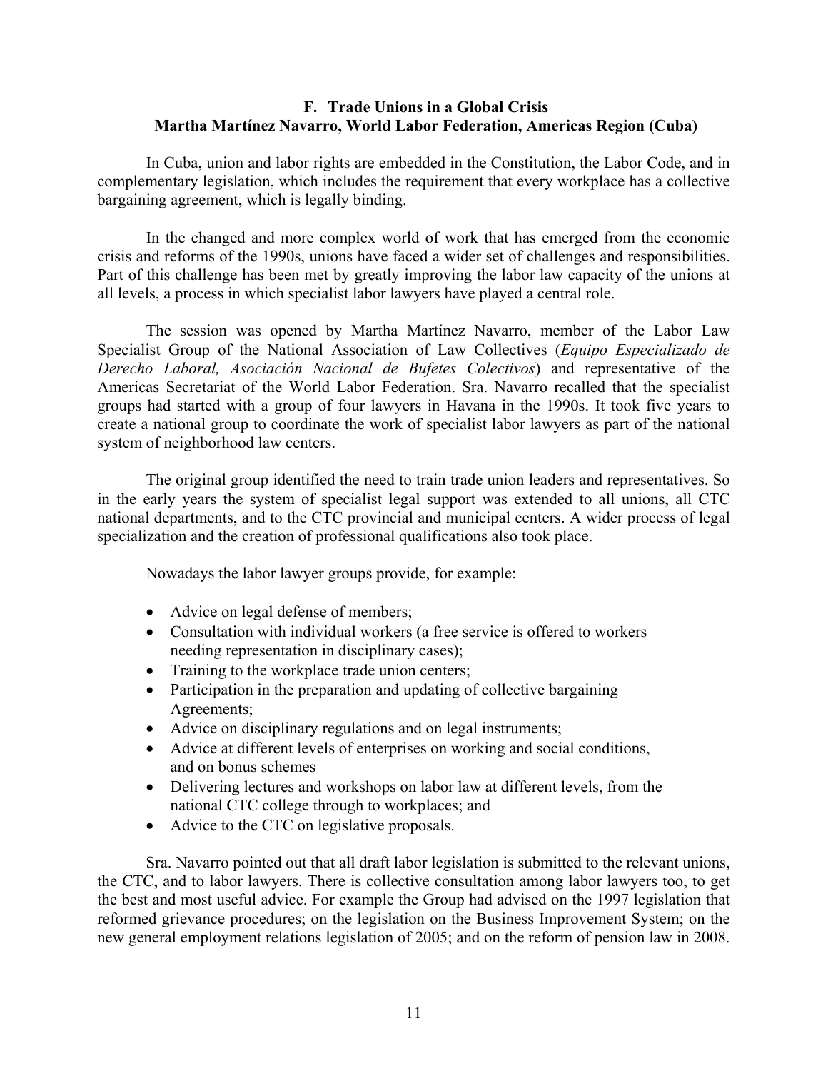### F. Trade Unions in a Global Crisis
### Martha Martínez Navarro, World Labor Federation, Americas Region (Cuba)

In Cuba, union and labor rights are embedded in the Constitution, the Labor Code, and in complementary legislation, which includes the requirement that every workplace has a collective bargaining agreement, which is legally binding.

In the changed and more complex world of work that has emerged from the economic crisis and reforms of the 1990s, unions have faced a wider set of challenges and responsibilities. Part of this challenge has been met by greatly improving the labor law capacity of the unions at all levels, a process in which specialist labor lawyers have played a central role.

The session was opened by Martha Martínez Navarro, member of the Labor Law Specialist Group of the National Association of Law Collectives (*Equipo Especializado de Derecho Laboral, Asociación Nacional de Bufetes Colectivos*) and representative of the Americas Secretariat of the World Labor Federation. Sra. Navarro recalled that the specialist groups had started with a group of four lawyers in Havana in the 1990s. It took five years to create a national group to coordinate the work of specialist labor lawyers as part of the national system of neighborhood law centers.

The original group identified the need to train trade union leaders and representatives. So in the early years the system of specialist legal support was extended to all unions, all CTC national departments, and to the CTC provincial and municipal centers. A wider process of legal specialization and the creation of professional qualifications also took place.

Nowadays the labor lawyer groups provide, for example:

- Advice on legal defense of members;
- Consultation with individual workers (a free service is offered to workers needing representation in disciplinary cases);
- Training to the workplace trade union centers;
- Participation in the preparation and updating of collective bargaining Agreements;
- Advice on disciplinary regulations and on legal instruments;
- Advice at different levels of enterprises on working and social conditions, and on bonus schemes
- Delivering lectures and workshops on labor law at different levels, from the national CTC college through to workplaces; and
- Advice to the CTC on legislative proposals.

Sra. Navarro pointed out that all draft labor legislation is submitted to the relevant unions, the CTC, and to labor lawyers. There is collective consultation among labor lawyers too, to get the best and most useful advice. For example the Group had advised on the 1997 legislation that reformed grievance procedures; on the legislation on the Business Improvement System; on the new general employment relations legislation of 2005; and on the reform of pension law in 2008.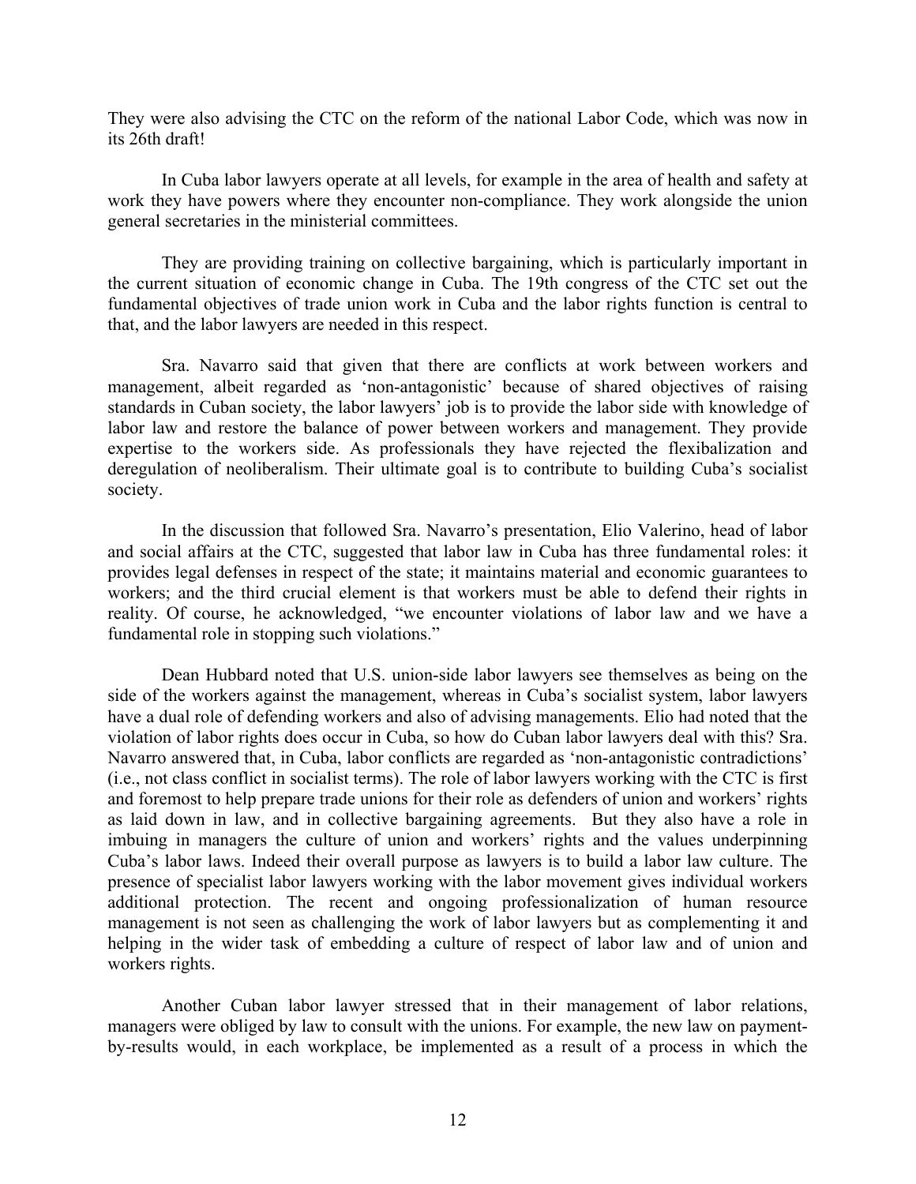They were also advising the CTC on the reform of the national Labor Code, which was now in its 26th draft!

In Cuba labor lawyers operate at all levels, for example in the area of health and safety at work they have powers where they encounter non-compliance. They work alongside the union general secretaries in the ministerial committees.

They are providing training on collective bargaining, which is particularly important in the current situation of economic change in Cuba. The 19th congress of the CTC set out the fundamental objectives of trade union work in Cuba and the labor rights function is central to that, and the labor lawyers are needed in this respect.

Sra. Navarro said that given that there are conflicts at work between workers and management, albeit regarded as 'non-antagonistic' because of shared objectives of raising standards in Cuban society, the labor lawyers' job is to provide the labor side with knowledge of labor law and restore the balance of power between workers and management. They provide expertise to the workers side. As professionals they have rejected the flexibalization and deregulation of neoliberalism. Their ultimate goal is to contribute to building Cuba's socialist society.

In the discussion that followed Sra. Navarro's presentation, Elio Valerino, head of labor and social affairs at the CTC, suggested that labor law in Cuba has three fundamental roles: it provides legal defenses in respect of the state; it maintains material and economic guarantees to workers; and the third crucial element is that workers must be able to defend their rights in reality. Of course, he acknowledged, "we encounter violations of labor law and we have a fundamental role in stopping such violations."

Dean Hubbard noted that U.S. union-side labor lawyers see themselves as being on the side of the workers against the management, whereas in Cuba's socialist system, labor lawyers have a dual role of defending workers and also of advising managements. Elio had noted that the violation of labor rights does occur in Cuba, so how do Cuban labor lawyers deal with this? Sra. Navarro answered that, in Cuba, labor conflicts are regarded as 'non-antagonistic contradictions' (i.e., not class conflict in socialist terms). The role of labor lawyers working with the CTC is first and foremost to help prepare trade unions for their role as defenders of union and workers' rights as laid down in law, and in collective bargaining agreements. But they also have a role in imbuing in managers the culture of union and workers' rights and the values underpinning Cuba's labor laws. Indeed their overall purpose as lawyers is to build a labor law culture. The presence of specialist labor lawyers working with the labor movement gives individual workers additional protection. The recent and ongoing professionalization of human resource management is not seen as challenging the work of labor lawyers but as complementing it and helping in the wider task of embedding a culture of respect of labor law and of union and workers rights.

Another Cuban labor lawyer stressed that in their management of labor relations, managers were obliged by law to consult with the unions. For example, the new law on payment-by-results would, in each workplace, be implemented as a result of a process in which the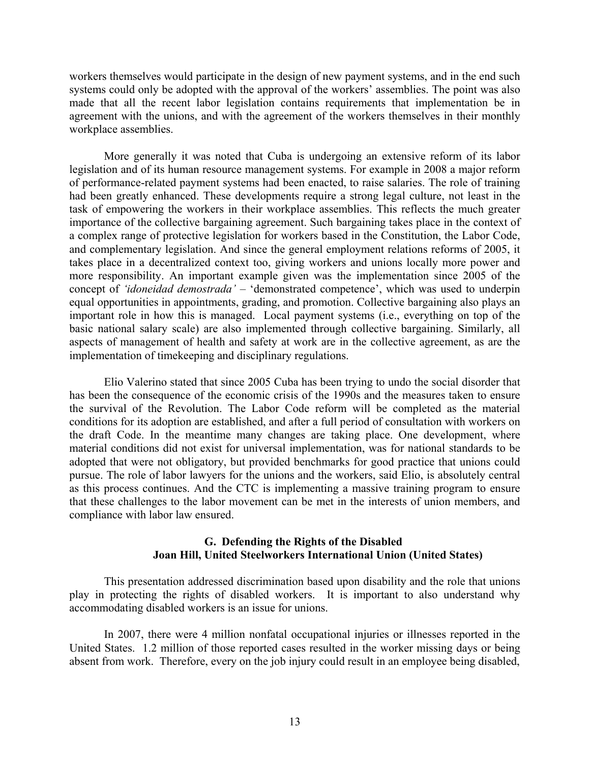workers themselves would participate in the design of new payment systems, and in the end such systems could only be adopted with the approval of the workers' assemblies. The point was also made that all the recent labor legislation contains requirements that implementation be in agreement with the unions, and with the agreement of the workers themselves in their monthly workplace assemblies.

More generally it was noted that Cuba is undergoing an extensive reform of its labor legislation and of its human resource management systems. For example in 2008 a major reform of performance-related payment systems had been enacted, to raise salaries. The role of training had been greatly enhanced. These developments require a strong legal culture, not least in the task of empowering the workers in their workplace assemblies. This reflects the much greater importance of the collective bargaining agreement. Such bargaining takes place in the context of a complex range of protective legislation for workers based in the Constitution, the Labor Code, and complementary legislation. And since the general employment relations reforms of 2005, it takes place in a decentralized context too, giving workers and unions locally more power and more responsibility. An important example given was the implementation since 2005 of the concept of *'idoneidad demostrada'* – 'demonstrated competence', which was used to underpin equal opportunities in appointments, grading, and promotion. Collective bargaining also plays an important role in how this is managed. Local payment systems (i.e., everything on top of the basic national salary scale) are also implemented through collective bargaining. Similarly, all aspects of management of health and safety at work are in the collective agreement, as are the implementation of timekeeping and disciplinary regulations.

Elio Valerino stated that since 2005 Cuba has been trying to undo the social disorder that has been the consequence of the economic crisis of the 1990s and the measures taken to ensure the survival of the Revolution. The Labor Code reform will be completed as the material conditions for its adoption are established, and after a full period of consultation with workers on the draft Code. In the meantime many changes are taking place. One development, where material conditions did not exist for universal implementation, was for national standards to be adopted that were not obligatory, but provided benchmarks for good practice that unions could pursue. The role of labor lawyers for the unions and the workers, said Elio, is absolutely central as this process continues. And the CTC is implementing a massive training program to ensure that these challenges to the labor movement can be met in the interests of union members, and compliance with labor law ensured.

### G. Defending the Rights of the Disabled
### Joan Hill, United Steelworkers International Union (United States)

This presentation addressed discrimination based upon disability and the role that unions play in protecting the rights of disabled workers. It is important to also understand why accommodating disabled workers is an issue for unions.

In 2007, there were 4 million nonfatal occupational injuries or illnesses reported in the United States. 1.2 million of those reported cases resulted in the worker missing days or being absent from work. Therefore, every on the job injury could result in an employee being disabled,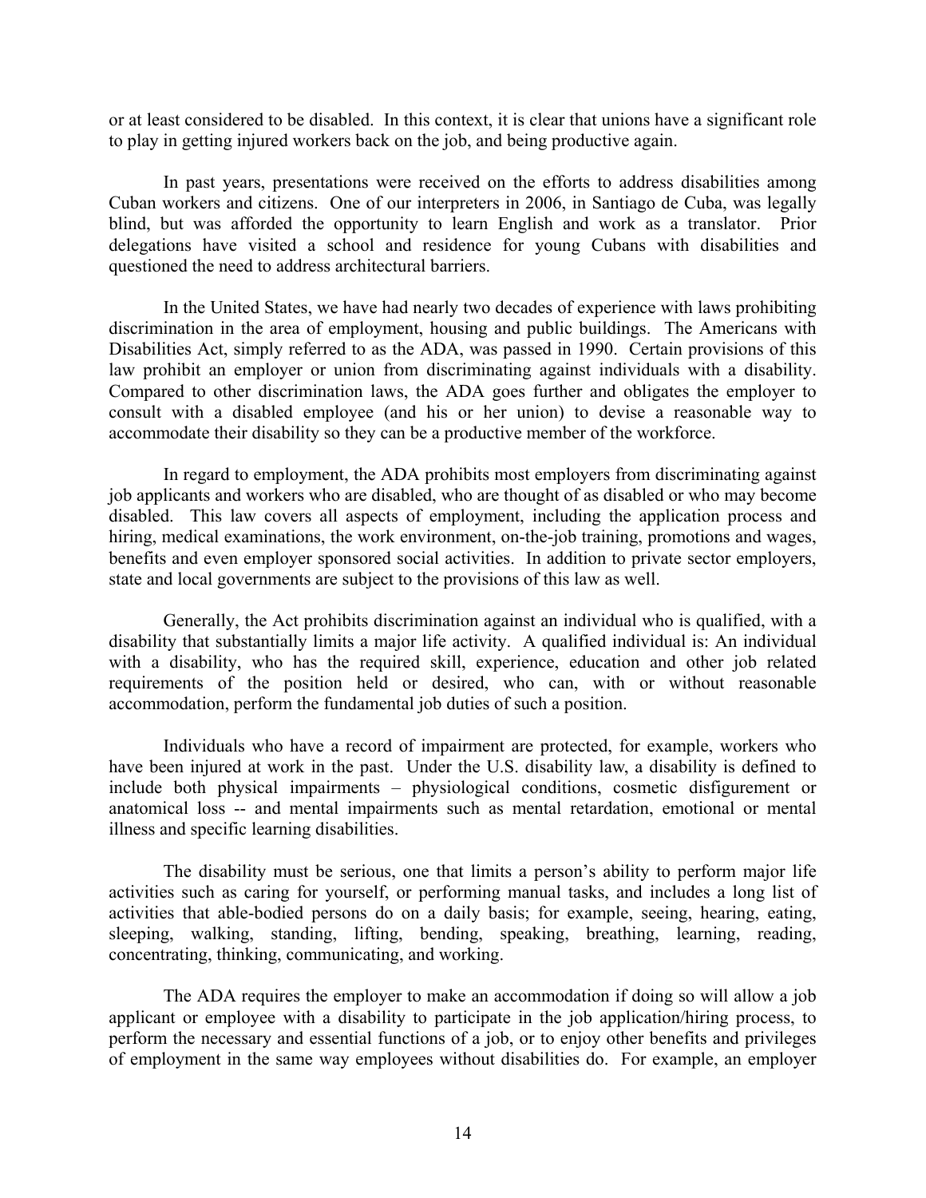or at least considered to be disabled. In this context, it is clear that unions have a significant role to play in getting injured workers back on the job, and being productive again.

In past years, presentations were received on the efforts to address disabilities among Cuban workers and citizens. One of our interpreters in 2006, in Santiago de Cuba, was legally blind, but was afforded the opportunity to learn English and work as a translator. Prior delegations have visited a school and residence for young Cubans with disabilities and questioned the need to address architectural barriers.

In the United States, we have had nearly two decades of experience with laws prohibiting discrimination in the area of employment, housing and public buildings. The Americans with Disabilities Act, simply referred to as the ADA, was passed in 1990. Certain provisions of this law prohibit an employer or union from discriminating against individuals with a disability. Compared to other discrimination laws, the ADA goes further and obligates the employer to consult with a disabled employee (and his or her union) to devise a reasonable way to accommodate their disability so they can be a productive member of the workforce.

In regard to employment, the ADA prohibits most employers from discriminating against job applicants and workers who are disabled, who are thought of as disabled or who may become disabled. This law covers all aspects of employment, including the application process and hiring, medical examinations, the work environment, on-the-job training, promotions and wages, benefits and even employer sponsored social activities. In addition to private sector employers, state and local governments are subject to the provisions of this law as well.

Generally, the Act prohibits discrimination against an individual who is qualified, with a disability that substantially limits a major life activity. A qualified individual is: An individual with a disability, who has the required skill, experience, education and other job related requirements of the position held or desired, who can, with or without reasonable accommodation, perform the fundamental job duties of such a position.

Individuals who have a record of impairment are protected, for example, workers who have been injured at work in the past. Under the U.S. disability law, a disability is defined to include both physical impairments – physiological conditions, cosmetic disfigurement or anatomical loss -- and mental impairments such as mental retardation, emotional or mental illness and specific learning disabilities.

The disability must be serious, one that limits a person's ability to perform major life activities such as caring for yourself, or performing manual tasks, and includes a long list of activities that able-bodied persons do on a daily basis; for example, seeing, hearing, eating, sleeping, walking, standing, lifting, bending, speaking, breathing, learning, reading, concentrating, thinking, communicating, and working.

The ADA requires the employer to make an accommodation if doing so will allow a job applicant or employee with a disability to participate in the job application/hiring process, to perform the necessary and essential functions of a job, or to enjoy other benefits and privileges of employment in the same way employees without disabilities do. For example, an employer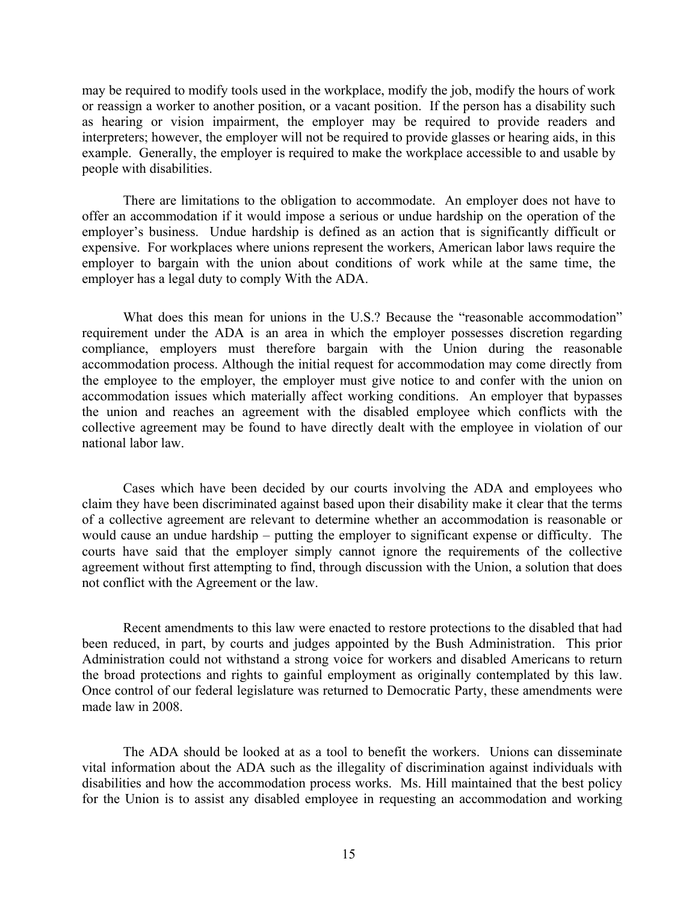may be required to modify tools used in the workplace, modify the job, modify the hours of work or reassign a worker to another position, or a vacant position. If the person has a disability such as hearing or vision impairment, the employer may be required to provide readers and interpreters; however, the employer will not be required to provide glasses or hearing aids, in this example. Generally, the employer is required to make the workplace accessible to and usable by people with disabilities.

There are limitations to the obligation to accommodate. An employer does not have to offer an accommodation if it would impose a serious or undue hardship on the operation of the employer's business. Undue hardship is defined as an action that is significantly difficult or expensive. For workplaces where unions represent the workers, American labor laws require the employer to bargain with the union about conditions of work while at the same time, the employer has a legal duty to comply With the ADA.

What does this mean for unions in the U.S.? Because the "reasonable accommodation" requirement under the ADA is an area in which the employer possesses discretion regarding compliance, employers must therefore bargain with the Union during the reasonable accommodation process. Although the initial request for accommodation may come directly from the employee to the employer, the employer must give notice to and confer with the union on accommodation issues which materially affect working conditions. An employer that bypasses the union and reaches an agreement with the disabled employee which conflicts with the collective agreement may be found to have directly dealt with the employee in violation of our national labor law.

Cases which have been decided by our courts involving the ADA and employees who claim they have been discriminated against based upon their disability make it clear that the terms of a collective agreement are relevant to determine whether an accommodation is reasonable or would cause an undue hardship – putting the employer to significant expense or difficulty. The courts have said that the employer simply cannot ignore the requirements of the collective agreement without first attempting to find, through discussion with the Union, a solution that does not conflict with the Agreement or the law.

Recent amendments to this law were enacted to restore protections to the disabled that had been reduced, in part, by courts and judges appointed by the Bush Administration. This prior Administration could not withstand a strong voice for workers and disabled Americans to return the broad protections and rights to gainful employment as originally contemplated by this law. Once control of our federal legislature was returned to Democratic Party, these amendments were made law in 2008.

The ADA should be looked at as a tool to benefit the workers. Unions can disseminate vital information about the ADA such as the illegality of discrimination against individuals with disabilities and how the accommodation process works. Ms. Hill maintained that the best policy for the Union is to assist any disabled employee in requesting an accommodation and working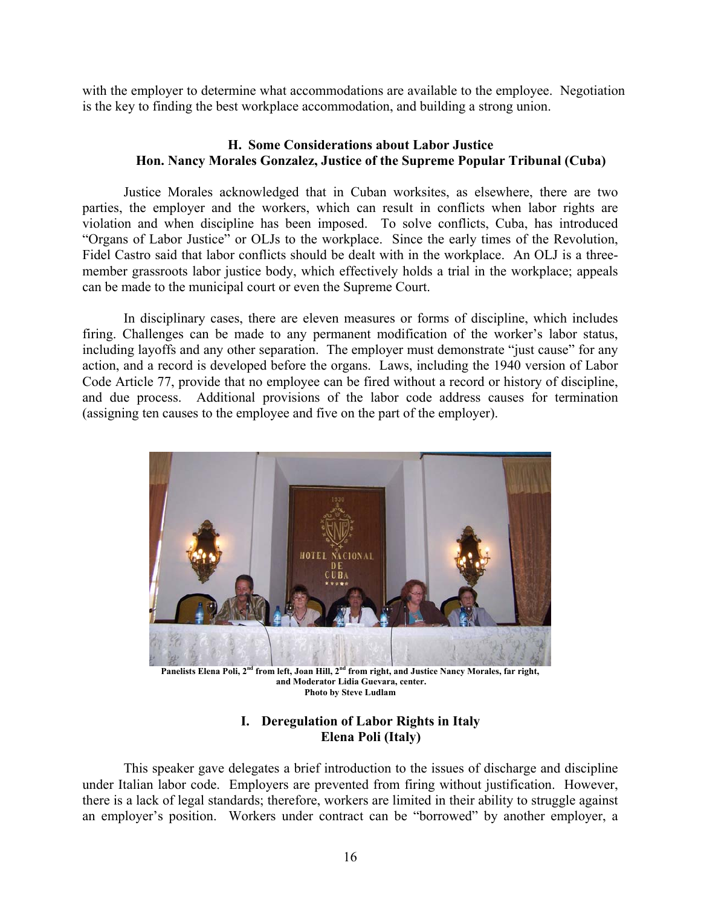with the employer to determine what accommodations are available to the employee. Negotiation is the key to finding the best workplace accommodation, and building a strong union.

### H. Some Considerations about Labor Justice
### Hon. Nancy Morales Gonzalez, Justice of the Supreme Popular Tribunal (Cuba)

Justice Morales acknowledged that in Cuban worksites, as elsewhere, there are two parties, the employer and the workers, which can result in conflicts when labor rights are violation and when discipline has been imposed. To solve conflicts, Cuba, has introduced "Organs of Labor Justice" or OLJs to the workplace. Since the early times of the Revolution, Fidel Castro said that labor conflicts should be dealt with in the workplace. An OLJ is a three-member grassroots labor justice body, which effectively holds a trial in the workplace; appeals can be made to the municipal court or even the Supreme Court.

In disciplinary cases, there are eleven measures or forms of discipline, which includes firing. Challenges can be made to any permanent modification of the worker's labor status, including layoffs and any other separation. The employer must demonstrate "just cause" for any action, and a record is developed before the organs. Laws, including the 1940 version of Labor Code Article 77, provide that no employee can be fired without a record or history of discipline, and due process. Additional provisions of the labor code address causes for termination (assigning ten causes to the employee and five on the part of the employer).

**Panelists Elena Poli, 2nd from left, Joan Hill, 2nd from right, and Justice Nancy Morales, far right, and Moderator Lidia Guevara, center.**
**Photo by Steve Ludlam**

### I. Deregulation of Labor Rights in Italy
### Elena Poli (Italy)

This speaker gave delegates a brief introduction to the issues of discharge and discipline under Italian labor code. Employers are prevented from firing without justification. However, there is a lack of legal standards; therefore, workers are limited in their ability to struggle against an employer's position. Workers under contract can be "borrowed" by another employer, a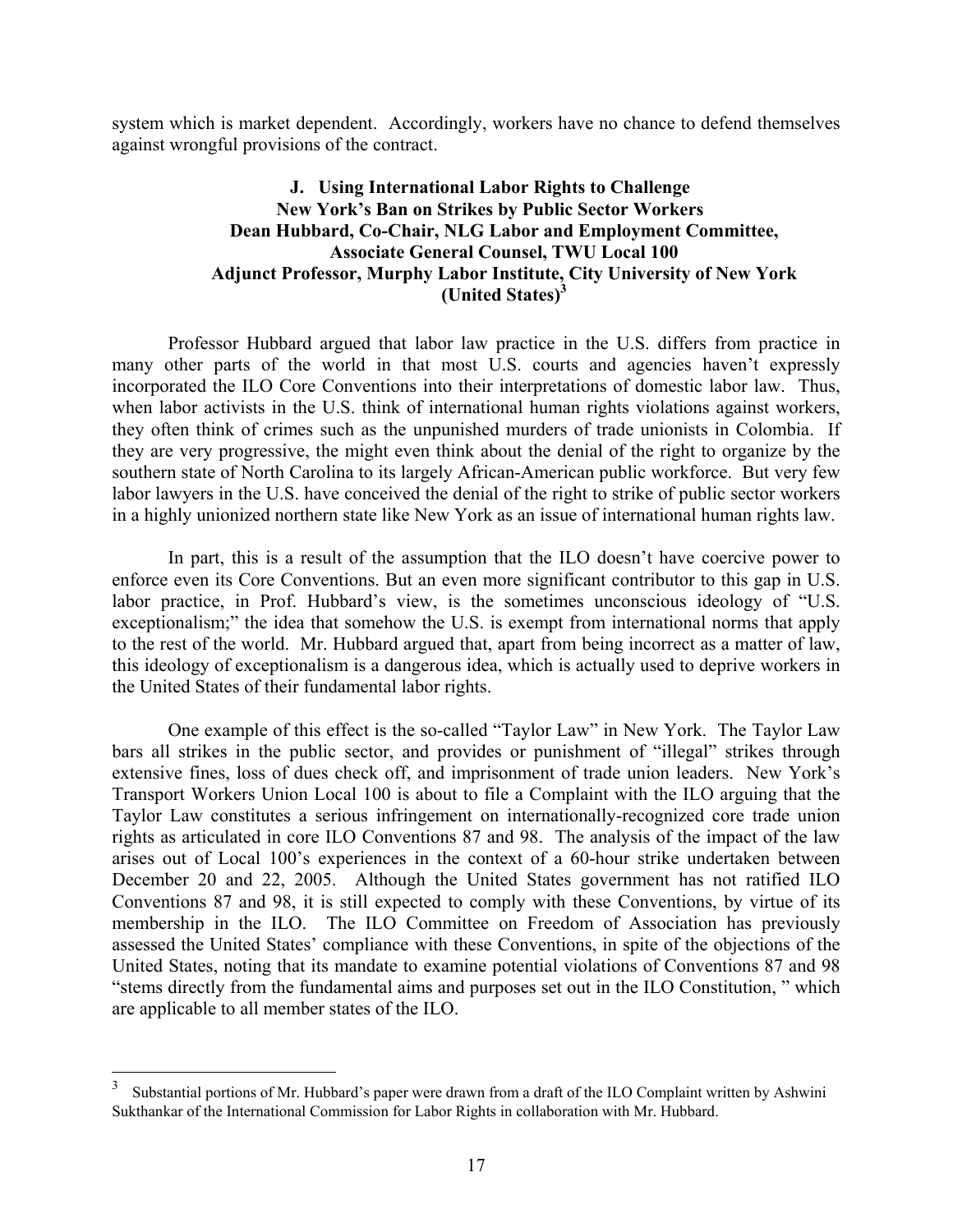system which is market dependent. Accordingly, workers have no chance to defend themselves against wrongful provisions of the contract.

### J. Using International Labor Rights to Challenge New York's Ban on Strikes by Public Sector Workers

**Dean Hubbard, Co-Chair, NLG Labor and Employment Committee, Associate General Counsel, TWU Local 100**
**Adjunct Professor, Murphy Labor Institute, City University of New York (United States)[3]**

Professor Hubbard argued that labor law practice in the U.S. differs from practice in many other parts of the world in that most U.S. courts and agencies haven't expressly incorporated the ILO Core Conventions into their interpretations of domestic labor law. Thus, when labor activists in the U.S. think of international human rights violations against workers, they often think of crimes such as the unpunished murders of trade unionists in Colombia. If they are very progressive, the might even think about the denial of the right to organize by the southern state of North Carolina to its largely African-American public workforce. But very few labor lawyers in the U.S. have conceived the denial of the right to strike of public sector workers in a highly unionized northern state like New York as an issue of international human rights law.

In part, this is a result of the assumption that the ILO doesn't have coercive power to enforce even its Core Conventions. But an even more significant contributor to this gap in U.S. labor practice, in Prof. Hubbard's view, is the sometimes unconscious ideology of "U.S. exceptionalism;" the idea that somehow the U.S. is exempt from international norms that apply to the rest of the world. Mr. Hubbard argued that, apart from being incorrect as a matter of law, this ideology of exceptionalism is a dangerous idea, which is actually used to deprive workers in the United States of their fundamental labor rights.

One example of this effect is the so-called "Taylor Law" in New York. The Taylor Law bars all strikes in the public sector, and provides or punishment of "illegal" strikes through extensive fines, loss of dues check off, and imprisonment of trade union leaders. New York's Transport Workers Union Local 100 is about to file a Complaint with the ILO arguing that the Taylor Law constitutes a serious infringement on internationally-recognized core trade union rights as articulated in core ILO Conventions 87 and 98. The analysis of the impact of the law arises out of Local 100's experiences in the context of a 60-hour strike undertaken between December 20 and 22, 2005. Although the United States government has not ratified ILO Conventions 87 and 98, it is still expected to comply with these Conventions, by virtue of its membership in the ILO. The ILO Committee on Freedom of Association has previously assessed the United States' compliance with these Conventions, in spite of the objections of the United States, noting that its mandate to examine potential violations of Conventions 87 and 98 "stems directly from the fundamental aims and purposes set out in the ILO Constitution, " which are applicable to all member states of the ILO.

---

[3] Substantial portions of Mr. Hubbard's paper were drawn from a draft of the ILO Complaint written by Ashwini Sukthankar of the International Commission for Labor Rights in collaboration with Mr. Hubbard.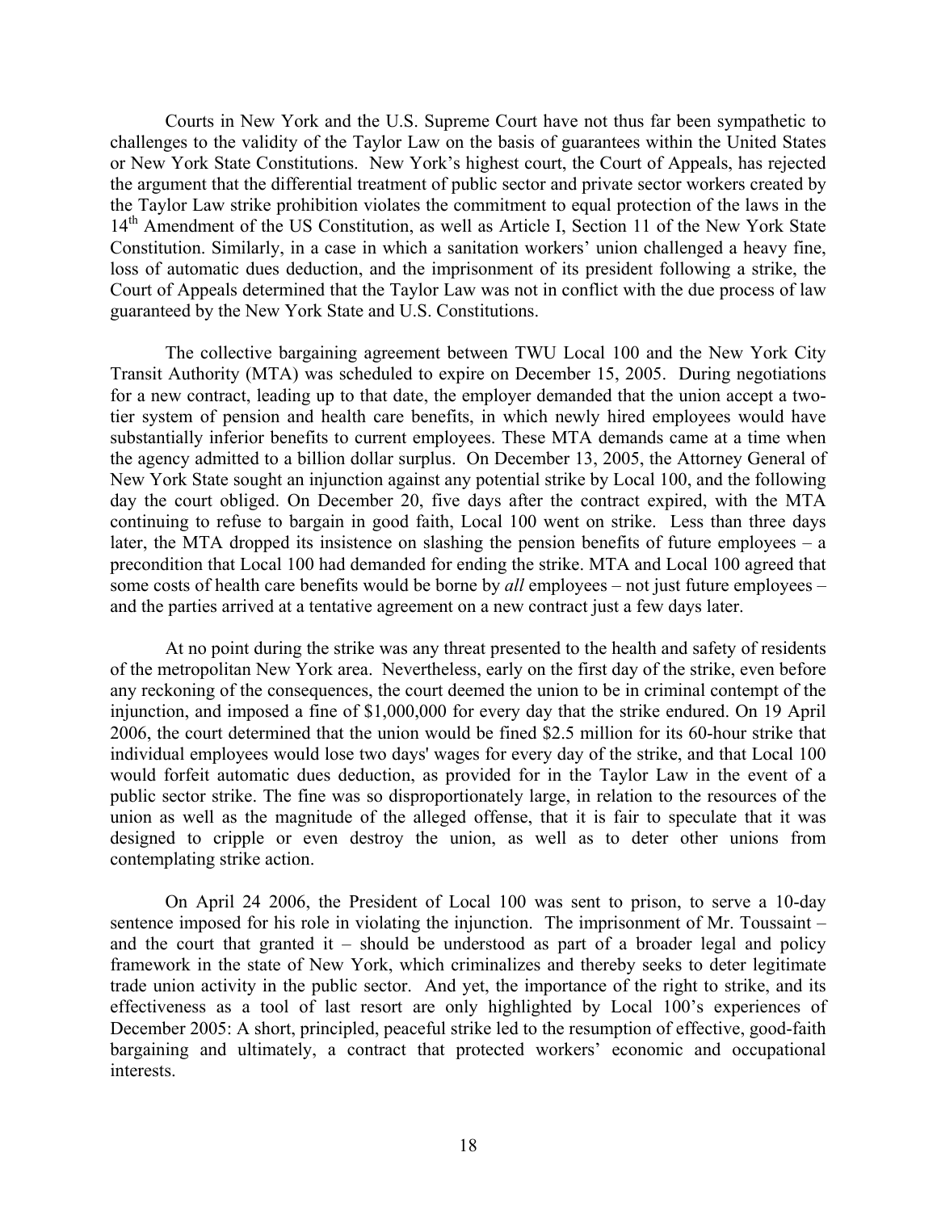Courts in New York and the U.S. Supreme Court have not thus far been sympathetic to challenges to the validity of the Taylor Law on the basis of guarantees within the United States or New York State Constitutions. New York's highest court, the Court of Appeals, has rejected the argument that the differential treatment of public sector and private sector workers created by the Taylor Law strike prohibition violates the commitment to equal protection of the laws in the 14th Amendment of the US Constitution, as well as Article I, Section 11 of the New York State Constitution. Similarly, in a case in which a sanitation workers' union challenged a heavy fine, loss of automatic dues deduction, and the imprisonment of its president following a strike, the Court of Appeals determined that the Taylor Law was not in conflict with the due process of law guaranteed by the New York State and U.S. Constitutions.

The collective bargaining agreement between TWU Local 100 and the New York City Transit Authority (MTA) was scheduled to expire on December 15, 2005. During negotiations for a new contract, leading up to that date, the employer demanded that the union accept a two-tier system of pension and health care benefits, in which newly hired employees would have substantially inferior benefits to current employees. These MTA demands came at a time when the agency admitted to a billion dollar surplus. On December 13, 2005, the Attorney General of New York State sought an injunction against any potential strike by Local 100, and the following day the court obliged. On December 20, five days after the contract expired, with the MTA continuing to refuse to bargain in good faith, Local 100 went on strike. Less than three days later, the MTA dropped its insistence on slashing the pension benefits of future employees – a precondition that Local 100 had demanded for ending the strike. MTA and Local 100 agreed that some costs of health care benefits would be borne by *all* employees – not just future employees – and the parties arrived at a tentative agreement on a new contract just a few days later.

At no point during the strike was any threat presented to the health and safety of residents of the metropolitan New York area. Nevertheless, early on the first day of the strike, even before any reckoning of the consequences, the court deemed the union to be in criminal contempt of the injunction, and imposed a fine of $1,000,000 for every day that the strike endured. On 19 April 2006, the court determined that the union would be fined $2.5 million for its 60-hour strike that individual employees would lose two days' wages for every day of the strike, and that Local 100 would forfeit automatic dues deduction, as provided for in the Taylor Law in the event of a public sector strike. The fine was so disproportionately large, in relation to the resources of the union as well as the magnitude of the alleged offense, that it is fair to speculate that it was designed to cripple or even destroy the union, as well as to deter other unions from contemplating strike action.

On April 24 2006, the President of Local 100 was sent to prison, to serve a 10-day sentence imposed for his role in violating the injunction. The imprisonment of Mr. Toussaint – and the court that granted it – should be understood as part of a broader legal and policy framework in the state of New York, which criminalizes and thereby seeks to deter legitimate trade union activity in the public sector. And yet, the importance of the right to strike, and its effectiveness as a tool of last resort are only highlighted by Local 100's experiences of December 2005: A short, principled, peaceful strike led to the resumption of effective, good-faith bargaining and ultimately, a contract that protected workers' economic and occupational interests.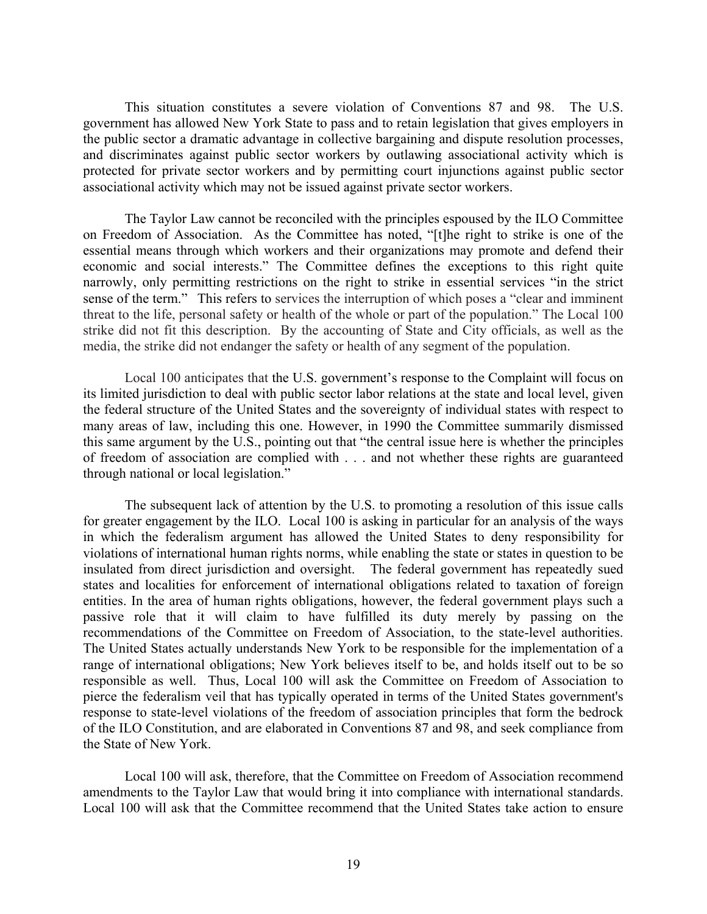This situation constitutes a severe violation of Conventions 87 and 98. The U.S. government has allowed New York State to pass and to retain legislation that gives employers in the public sector a dramatic advantage in collective bargaining and dispute resolution processes, and discriminates against public sector workers by outlawing associational activity which is protected for private sector workers and by permitting court injunctions against public sector associational activity which may not be issued against private sector workers.

The Taylor Law cannot be reconciled with the principles espoused by the ILO Committee on Freedom of Association. As the Committee has noted, "[t]he right to strike is one of the essential means through which workers and their organizations may promote and defend their economic and social interests." The Committee defines the exceptions to this right quite narrowly, only permitting restrictions on the right to strike in essential services "in the strict sense of the term." This refers to services the interruption of which poses a "clear and imminent threat to the life, personal safety or health of the whole or part of the population." The Local 100 strike did not fit this description. By the accounting of State and City officials, as well as the media, the strike did not endanger the safety or health of any segment of the population.

Local 100 anticipates that the U.S. government's response to the Complaint will focus on its limited jurisdiction to deal with public sector labor relations at the state and local level, given the federal structure of the United States and the sovereignty of individual states with respect to many areas of law, including this one. However, in 1990 the Committee summarily dismissed this same argument by the U.S., pointing out that "the central issue here is whether the principles of freedom of association are complied with . . . and not whether these rights are guaranteed through national or local legislation."

The subsequent lack of attention by the U.S. to promoting a resolution of this issue calls for greater engagement by the ILO. Local 100 is asking in particular for an analysis of the ways in which the federalism argument has allowed the United States to deny responsibility for violations of international human rights norms, while enabling the state or states in question to be insulated from direct jurisdiction and oversight. The federal government has repeatedly sued states and localities for enforcement of international obligations related to taxation of foreign entities. In the area of human rights obligations, however, the federal government plays such a passive role that it will claim to have fulfilled its duty merely by passing on the recommendations of the Committee on Freedom of Association, to the state-level authorities. The United States actually understands New York to be responsible for the implementation of a range of international obligations; New York believes itself to be, and holds itself out to be so responsible as well. Thus, Local 100 will ask the Committee on Freedom of Association to pierce the federalism veil that has typically operated in terms of the United States government's response to state-level violations of the freedom of association principles that form the bedrock of the ILO Constitution, and are elaborated in Conventions 87 and 98, and seek compliance from the State of New York.

Local 100 will ask, therefore, that the Committee on Freedom of Association recommend amendments to the Taylor Law that would bring it into compliance with international standards. Local 100 will ask that the Committee recommend that the United States take action to ensure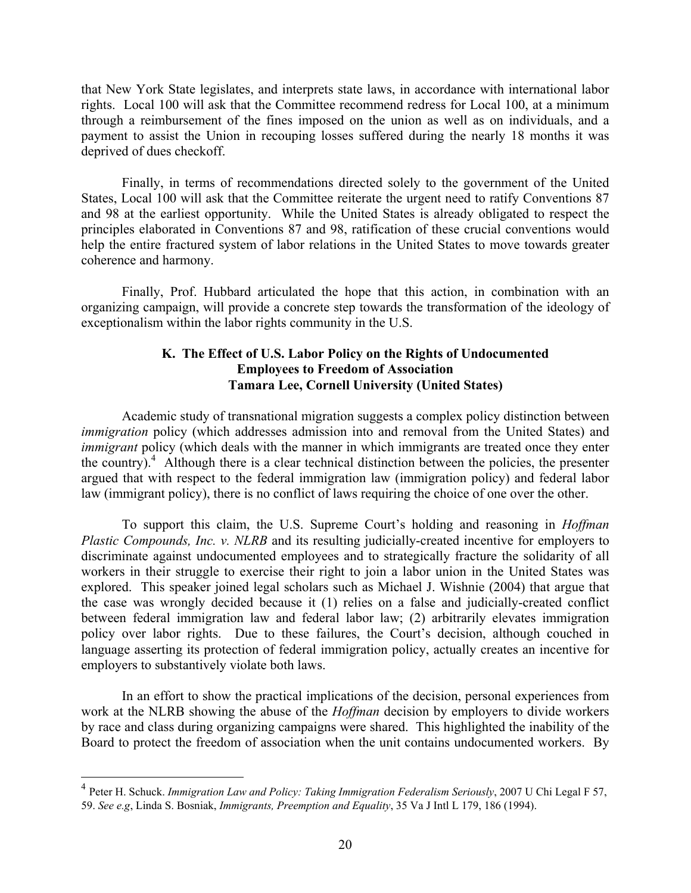that New York State legislates, and interprets state laws, in accordance with international labor rights. Local 100 will ask that the Committee recommend redress for Local 100, at a minimum through a reimbursement of the fines imposed on the union as well as on individuals, and a payment to assist the Union in recouping losses suffered during the nearly 18 months it was deprived of dues checkoff.

Finally, in terms of recommendations directed solely to the government of the United States, Local 100 will ask that the Committee reiterate the urgent need to ratify Conventions 87 and 98 at the earliest opportunity. While the United States is already obligated to respect the principles elaborated in Conventions 87 and 98, ratification of these crucial conventions would help the entire fractured system of labor relations in the United States to move towards greater coherence and harmony.

Finally, Prof. Hubbard articulated the hope that this action, in combination with an organizing campaign, will provide a concrete step towards the transformation of the ideology of exceptionalism within the labor rights community in the U.S.

### K. The Effect of U.S. Labor Policy on the Rights of Undocumented Employees to Freedom of Association
**Tamara Lee, Cornell University (United States)**

Academic study of transnational migration suggests a complex policy distinction between *immigration* policy (which addresses admission into and removal from the United States) and *immigrant* policy (which deals with the manner in which immigrants are treated once they enter the country).[4] Although there is a clear technical distinction between the policies, the presenter argued that with respect to the federal immigration law (immigration policy) and federal labor law (immigrant policy), there is no conflict of laws requiring the choice of one over the other.

To support this claim, the U.S. Supreme Court's holding and reasoning in *Hoffman Plastic Compounds, Inc. v. NLRB* and its resulting judicially-created incentive for employers to discriminate against undocumented employees and to strategically fracture the solidarity of all workers in their struggle to exercise their right to join a labor union in the United States was explored. This speaker joined legal scholars such as Michael J. Wishnie (2004) that argue that the case was wrongly decided because it (1) relies on a false and judicially-created conflict between federal immigration law and federal labor law; (2) arbitrarily elevates immigration policy over labor rights. Due to these failures, the Court's decision, although couched in language asserting its protection of federal immigration policy, actually creates an incentive for employers to substantively violate both laws.

In an effort to show the practical implications of the decision, personal experiences from work at the NLRB showing the abuse of the *Hoffman* decision by employers to divide workers by race and class during organizing campaigns were shared. This highlighted the inability of the Board to protect the freedom of association when the unit contains undocumented workers. By

---

[4] Peter H. Schuck. *Immigration Law and Policy: Taking Immigration Federalism Seriously*, 2007 U Chi Legal F 57, 59. *See e.g*, Linda S. Bosniak, *Immigrants, Preemption and Equality*, 35 Va J Intl L 179, 186 (1994).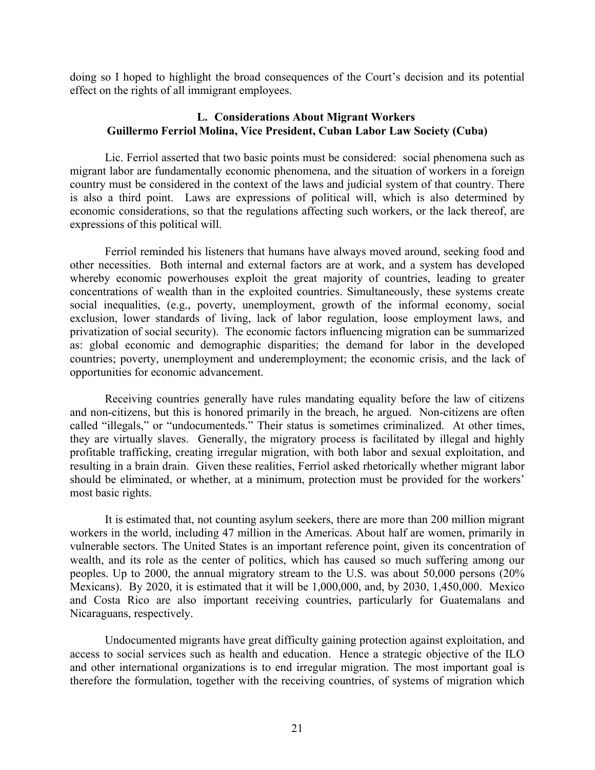doing so I hoped to highlight the broad consequences of the Court's decision and its potential effect on the rights of all immigrant employees.

### L. Considerations About Migrant Workers
### Guillermo Ferriol Molina, Vice President, Cuban Labor Law Society (Cuba)

Lic. Ferriol asserted that two basic points must be considered: social phenomena such as migrant labor are fundamentally economic phenomena, and the situation of workers in a foreign country must be considered in the context of the laws and judicial system of that country. There is also a third point. Laws are expressions of political will, which is also determined by economic considerations, so that the regulations affecting such workers, or the lack thereof, are expressions of this political will.

Ferriol reminded his listeners that humans have always moved around, seeking food and other necessities. Both internal and external factors are at work, and a system has developed whereby economic powerhouses exploit the great majority of countries, leading to greater concentrations of wealth than in the exploited countries. Simultaneously, these systems create social inequalities, (e.g., poverty, unemployment, growth of the informal economy, social exclusion, lower standards of living, lack of labor regulation, loose employment laws, and privatization of social security). The economic factors influencing migration can be summarized as: global economic and demographic disparities; the demand for labor in the developed countries; poverty, unemployment and underemployment; the economic crisis, and the lack of opportunities for economic advancement.

Receiving countries generally have rules mandating equality before the law of citizens and non-citizens, but this is honored primarily in the breach, he argued. Non-citizens are often called "illegals," or "undocumenteds." Their status is sometimes criminalized. At other times, they are virtually slaves. Generally, the migratory process is facilitated by illegal and highly profitable trafficking, creating irregular migration, with both labor and sexual exploitation, and resulting in a brain drain. Given these realities, Ferriol asked rhetorically whether migrant labor should be eliminated, or whether, at a minimum, protection must be provided for the workers' most basic rights.

It is estimated that, not counting asylum seekers, there are more than 200 million migrant workers in the world, including 47 million in the Americas. About half are women, primarily in vulnerable sectors. The United States is an important reference point, given its concentration of wealth, and its role as the center of politics, which has caused so much suffering among our peoples. Up to 2000, the annual migratory stream to the U.S. was about 50,000 persons (20% Mexicans). By 2020, it is estimated that it will be 1,000,000, and, by 2030, 1,450,000. Mexico and Costa Rico are also important receiving countries, particularly for Guatemalans and Nicaraguans, respectively.

Undocumented migrants have great difficulty gaining protection against exploitation, and access to social services such as health and education. Hence a strategic objective of the ILO and other international organizations is to end irregular migration. The most important goal is therefore the formulation, together with the receiving countries, of systems of migration which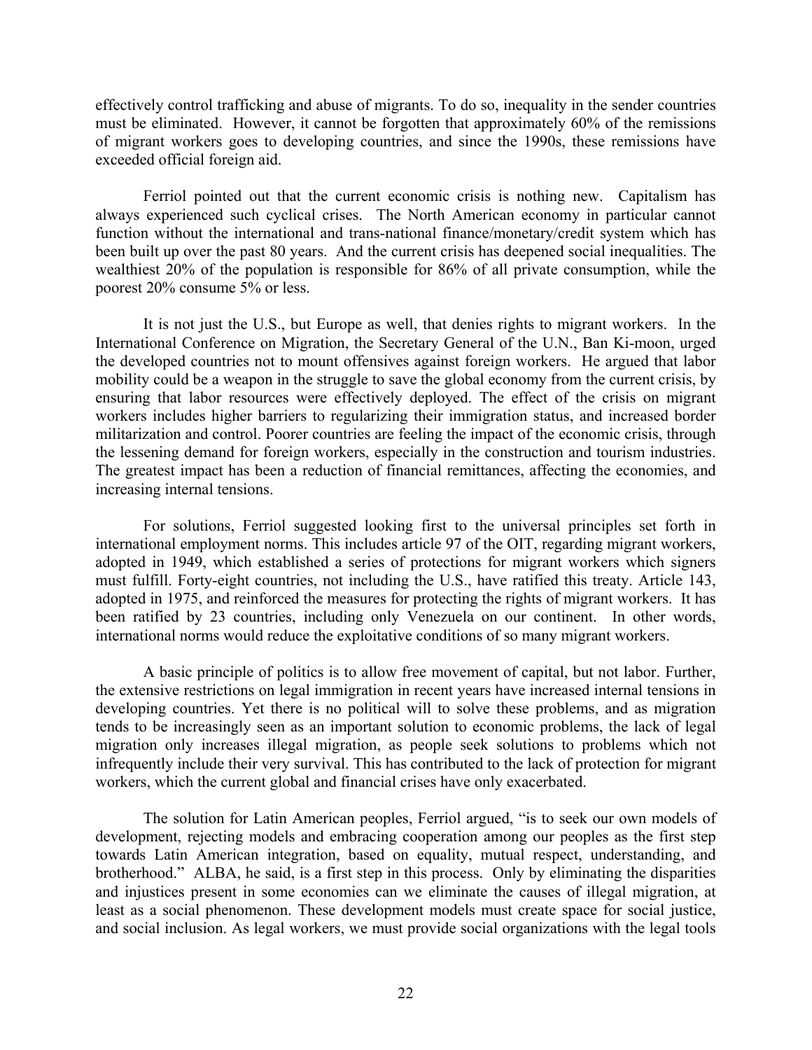effectively control trafficking and abuse of migrants. To do so, inequality in the sender countries must be eliminated. However, it cannot be forgotten that approximately 60% of the remissions of migrant workers goes to developing countries, and since the 1990s, these remissions have exceeded official foreign aid.

Ferriol pointed out that the current economic crisis is nothing new. Capitalism has always experienced such cyclical crises. The North American economy in particular cannot function without the international and trans-national finance/monetary/credit system which has been built up over the past 80 years. And the current crisis has deepened social inequalities. The wealthiest 20% of the population is responsible for 86% of all private consumption, while the poorest 20% consume 5% or less.

It is not just the U.S., but Europe as well, that denies rights to migrant workers. In the International Conference on Migration, the Secretary General of the U.N., Ban Ki-moon, urged the developed countries not to mount offensives against foreign workers. He argued that labor mobility could be a weapon in the struggle to save the global economy from the current crisis, by ensuring that labor resources were effectively deployed. The effect of the crisis on migrant workers includes higher barriers to regularizing their immigration status, and increased border militarization and control. Poorer countries are feeling the impact of the economic crisis, through the lessening demand for foreign workers, especially in the construction and tourism industries. The greatest impact has been a reduction of financial remittances, affecting the economies, and increasing internal tensions.

For solutions, Ferriol suggested looking first to the universal principles set forth in international employment norms. This includes article 97 of the OIT, regarding migrant workers, adopted in 1949, which established a series of protections for migrant workers which signers must fulfill. Forty-eight countries, not including the U.S., have ratified this treaty. Article 143, adopted in 1975, and reinforced the measures for protecting the rights of migrant workers. It has been ratified by 23 countries, including only Venezuela on our continent. In other words, international norms would reduce the exploitative conditions of so many migrant workers.

A basic principle of politics is to allow free movement of capital, but not labor. Further, the extensive restrictions on legal immigration in recent years have increased internal tensions in developing countries. Yet there is no political will to solve these problems, and as migration tends to be increasingly seen as an important solution to economic problems, the lack of legal migration only increases illegal migration, as people seek solutions to problems which not infrequently include their very survival. This has contributed to the lack of protection for migrant workers, which the current global and financial crises have only exacerbated.

The solution for Latin American peoples, Ferriol argued, "is to seek our own models of development, rejecting models and embracing cooperation among our peoples as the first step towards Latin American integration, based on equality, mutual respect, understanding, and brotherhood." ALBA, he said, is a first step in this process. Only by eliminating the disparities and injustices present in some economies can we eliminate the causes of illegal migration, at least as a social phenomenon. These development models must create space for social justice, and social inclusion. As legal workers, we must provide social organizations with the legal tools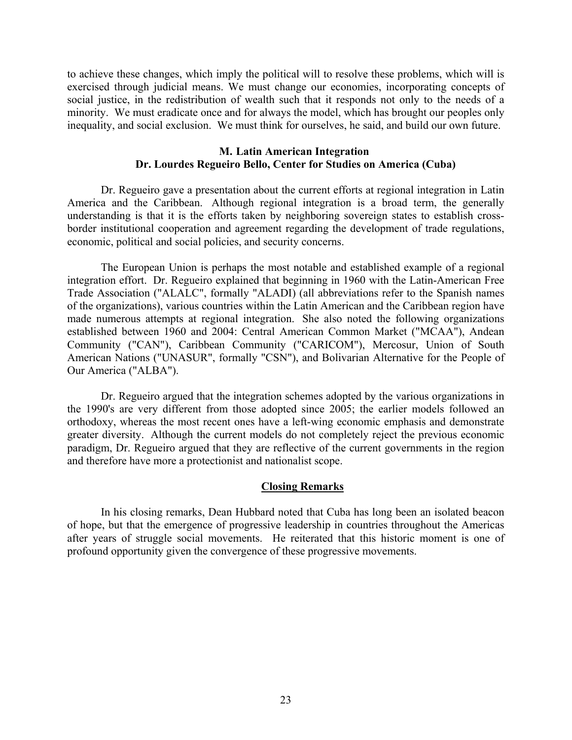to achieve these changes, which imply the political will to resolve these problems, which will is exercised through judicial means. We must change our economies, incorporating concepts of social justice, in the redistribution of wealth such that it responds not only to the needs of a minority. We must eradicate once and for always the model, which has brought our peoples only inequality, and social exclusion. We must think for ourselves, he said, and build our own future.

### M. Latin American Integration
### Dr. Lourdes Regueiro Bello, Center for Studies on America (Cuba)

Dr. Regueiro gave a presentation about the current efforts at regional integration in Latin America and the Caribbean. Although regional integration is a broad term, the generally understanding is that it is the efforts taken by neighboring sovereign states to establish cross-border institutional cooperation and agreement regarding the development of trade regulations, economic, political and social policies, and security concerns.

The European Union is perhaps the most notable and established example of a regional integration effort. Dr. Regueiro explained that beginning in 1960 with the Latin-American Free Trade Association ("ALALC", formally "ALADI) (all abbreviations refer to the Spanish names of the organizations), various countries within the Latin American and the Caribbean region have made numerous attempts at regional integration. She also noted the following organizations established between 1960 and 2004: Central American Common Market ("MCAA"), Andean Community ("CAN"), Caribbean Community ("CARICOM"), Mercosur, Union of South American Nations ("UNASUR", formally "CSN"), and Bolivarian Alternative for the People of Our America ("ALBA").

Dr. Regueiro argued that the integration schemes adopted by the various organizations in the 1990's are very different from those adopted since 2005; the earlier models followed an orthodoxy, whereas the most recent ones have a left-wing economic emphasis and demonstrate greater diversity. Although the current models do not completely reject the previous economic paradigm, Dr. Regueiro argued that they are reflective of the current governments in the region and therefore have more a protectionist and nationalist scope.

## Closing Remarks

In his closing remarks, Dean Hubbard noted that Cuba has long been an isolated beacon of hope, but that the emergence of progressive leadership in countries throughout the Americas after years of struggle social movements. He reiterated that this historic moment is one of profound opportunity given the convergence of these progressive movements.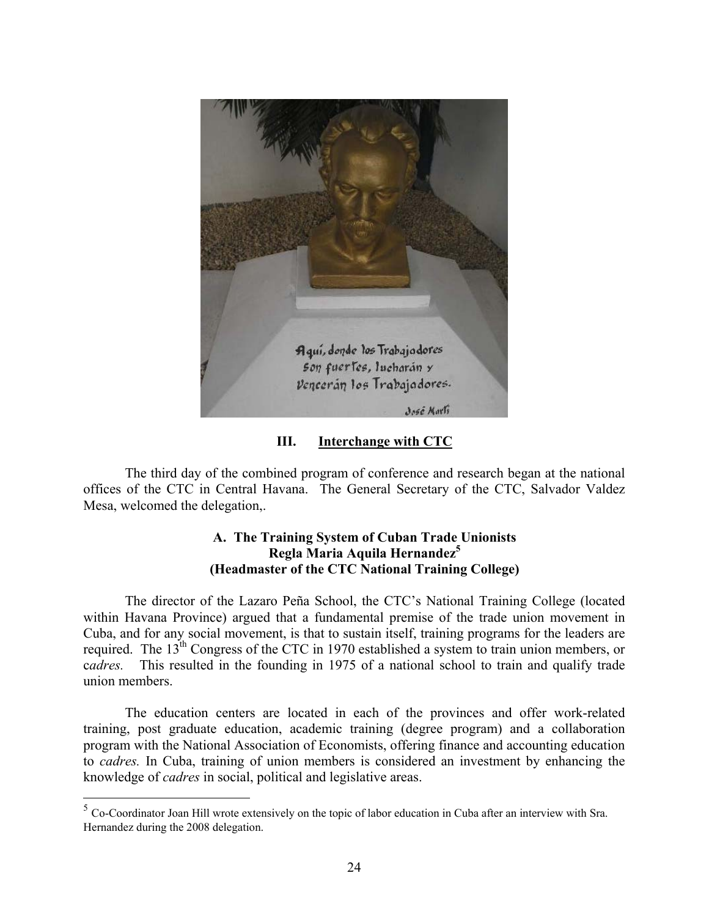### III. Interchange with CTC

The third day of the combined program of conference and research began at the national offices of the CTC in Central Havana. The General Secretary of the CTC, Salvador Valdez Mesa, welcomed the delegation,.

#### A. The Training System of Cuban Trade Unionists
#### Regla Maria Aquila Hernandez[5]
#### (Headmaster of the CTC National Training College)

The director of the Lazaro Peña School, the CTC's National Training College (located within Havana Province) argued that a fundamental premise of the trade union movement in Cuba, and for any social movement, is that to sustain itself, training programs for the leaders are required. The 13th Congress of the CTC in 1970 established a system to train union members, or c*adres.* This resulted in the founding in 1975 of a national school to train and qualify trade union members.

The education centers are located in each of the provinces and offer work-related training, post graduate education, academic training (degree program) and a collaboration program with the National Association of Economists, offering finance and accounting education to *cadres.* In Cuba, training of union members is considered an investment by enhancing the knowledge of *cadres* in social, political and legislative areas.

[5] Co-Coordinator Joan Hill wrote extensively on the topic of labor education in Cuba after an interview with Sra. Hernandez during the 2008 delegation.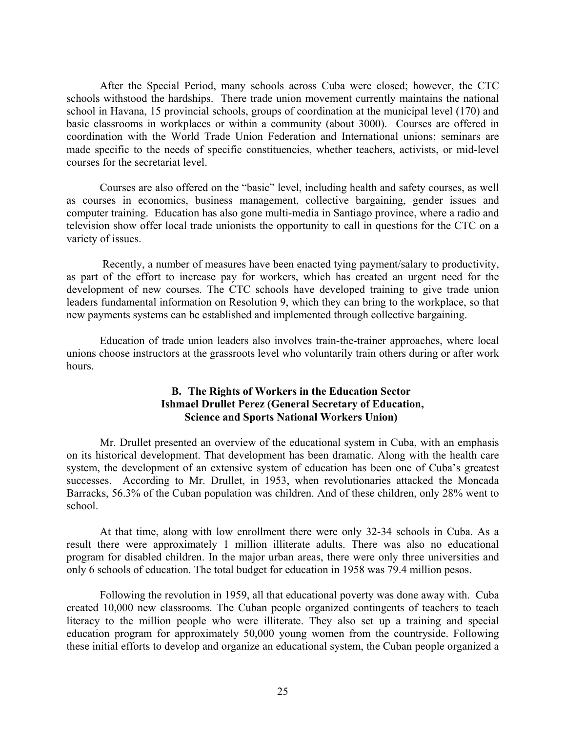After the Special Period, many schools across Cuba were closed; however, the CTC schools withstood the hardships. There trade union movement currently maintains the national school in Havana, 15 provincial schools, groups of coordination at the municipal level (170) and basic classrooms in workplaces or within a community (about 3000). Courses are offered in coordination with the World Trade Union Federation and International unions; seminars are made specific to the needs of specific constituencies, whether teachers, activists, or mid-level courses for the secretariat level.

Courses are also offered on the "basic" level, including health and safety courses, as well as courses in economics, business management, collective bargaining, gender issues and computer training. Education has also gone multi-media in Santiago province, where a radio and television show offer local trade unionists the opportunity to call in questions for the CTC on a variety of issues.

Recently, a number of measures have been enacted tying payment/salary to productivity, as part of the effort to increase pay for workers, which has created an urgent need for the development of new courses. The CTC schools have developed training to give trade union leaders fundamental information on Resolution 9, which they can bring to the workplace, so that new payments systems can be established and implemented through collective bargaining.

Education of trade union leaders also involves train-the-trainer approaches, where local unions choose instructors at the grassroots level who voluntarily train others during or after work hours.

### B. The Rights of Workers in the Education Sector
### Ishmael Drullet Perez (General Secretary of Education, Science and Sports National Workers Union)

Mr. Drullet presented an overview of the educational system in Cuba, with an emphasis on its historical development. That development has been dramatic. Along with the health care system, the development of an extensive system of education has been one of Cuba's greatest successes. According to Mr. Drullet, in 1953, when revolutionaries attacked the Moncada Barracks, 56.3% of the Cuban population was children. And of these children, only 28% went to school.

At that time, along with low enrollment there were only 32-34 schools in Cuba. As a result there were approximately 1 million illiterate adults. There was also no educational program for disabled children. In the major urban areas, there were only three universities and only 6 schools of education. The total budget for education in 1958 was 79.4 million pesos.

Following the revolution in 1959, all that educational poverty was done away with. Cuba created 10,000 new classrooms. The Cuban people organized contingents of teachers to teach literacy to the million people who were illiterate. They also set up a training and special education program for approximately 50,000 young women from the countryside. Following these initial efforts to develop and organize an educational system, the Cuban people organized a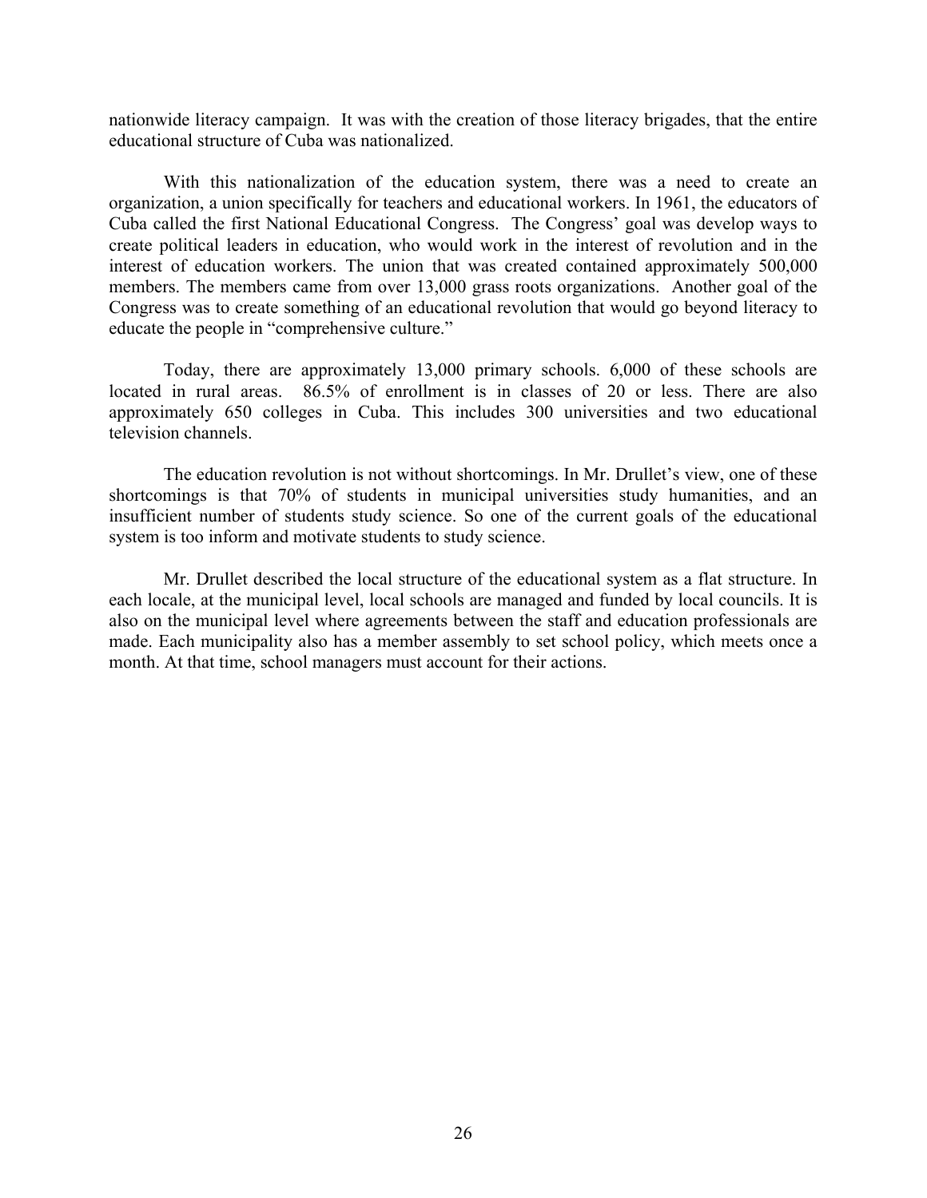nationwide literacy campaign. It was with the creation of those literacy brigades, that the entire educational structure of Cuba was nationalized.

With this nationalization of the education system, there was a need to create an organization, a union specifically for teachers and educational workers. In 1961, the educators of Cuba called the first National Educational Congress. The Congress' goal was develop ways to create political leaders in education, who would work in the interest of revolution and in the interest of education workers. The union that was created contained approximately 500,000 members. The members came from over 13,000 grass roots organizations. Another goal of the Congress was to create something of an educational revolution that would go beyond literacy to educate the people in "comprehensive culture."

Today, there are approximately 13,000 primary schools. 6,000 of these schools are located in rural areas. 86.5% of enrollment is in classes of 20 or less. There are also approximately 650 colleges in Cuba. This includes 300 universities and two educational television channels.

The education revolution is not without shortcomings. In Mr. Drullet's view, one of these shortcomings is that 70% of students in municipal universities study humanities, and an insufficient number of students study science. So one of the current goals of the educational system is too inform and motivate students to study science.

Mr. Drullet described the local structure of the educational system as a flat structure. In each locale, at the municipal level, local schools are managed and funded by local councils. It is also on the municipal level where agreements between the staff and education professionals are made. Each municipality also has a member assembly to set school policy, which meets once a month. At that time, school managers must account for their actions.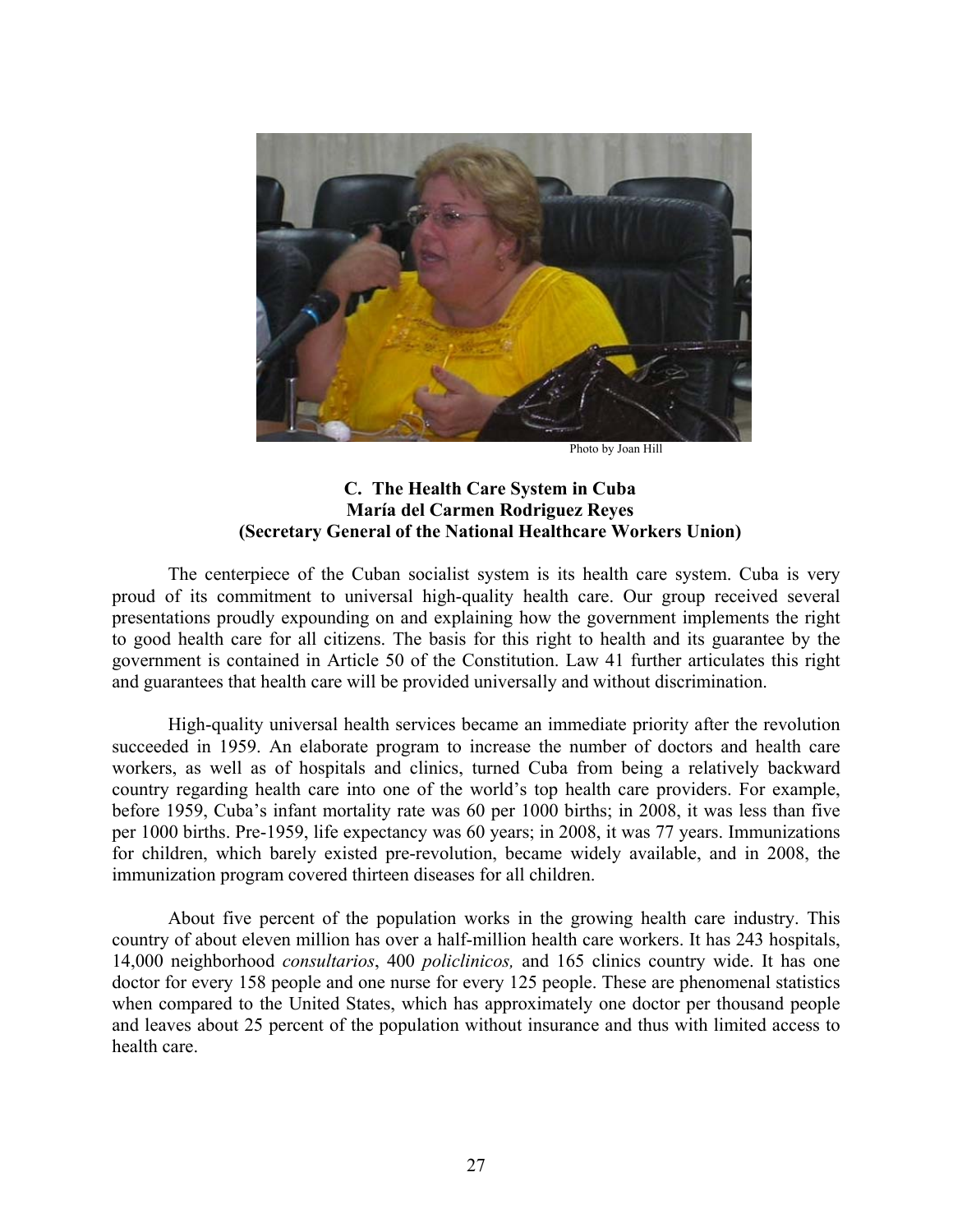Photo by Joan Hill

### C. The Health Care System in Cuba
**María del Carmen Rodriguez Reyes**
**(Secretary General of the National Healthcare Workers Union)**

The centerpiece of the Cuban socialist system is its health care system. Cuba is very proud of its commitment to universal high-quality health care. Our group received several presentations proudly expounding on and explaining how the government implements the right to good health care for all citizens. The basis for this right to health and its guarantee by the government is contained in Article 50 of the Constitution. Law 41 further articulates this right and guarantees that health care will be provided universally and without discrimination.

High-quality universal health services became an immediate priority after the revolution succeeded in 1959. An elaborate program to increase the number of doctors and health care workers, as well as of hospitals and clinics, turned Cuba from being a relatively backward country regarding health care into one of the world's top health care providers. For example, before 1959, Cuba's infant mortality rate was 60 per 1000 births; in 2008, it was less than five per 1000 births. Pre-1959, life expectancy was 60 years; in 2008, it was 77 years. Immunizations for children, which barely existed pre-revolution, became widely available, and in 2008, the immunization program covered thirteen diseases for all children.

About five percent of the population works in the growing health care industry. This country of about eleven million has over a half-million health care workers. It has 243 hospitals, 14,000 neighborhood *consultarios*, 400 *policlinicos,* and 165 clinics country wide. It has one doctor for every 158 people and one nurse for every 125 people. These are phenomenal statistics when compared to the United States, which has approximately one doctor per thousand people and leaves about 25 percent of the population without insurance and thus with limited access to health care.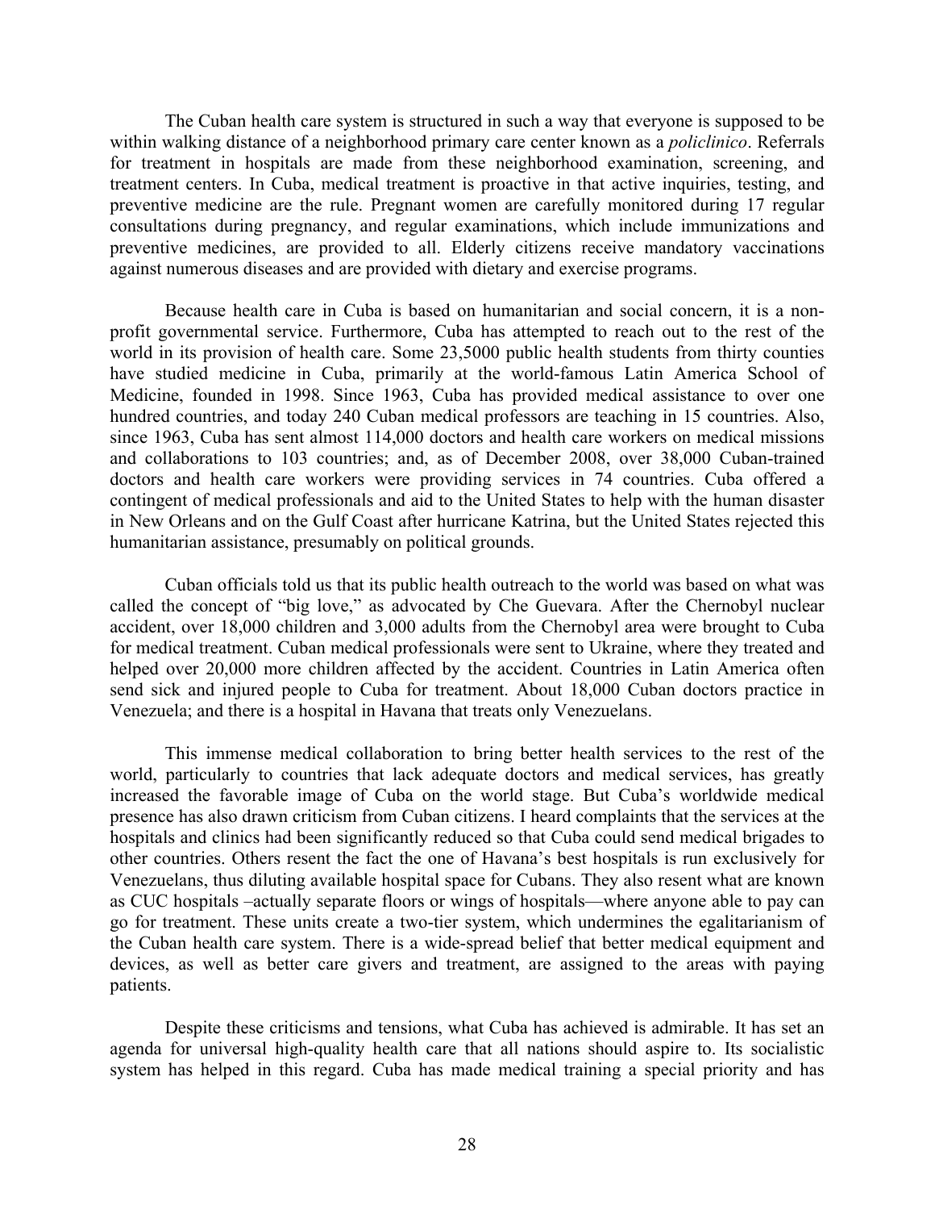The Cuban health care system is structured in such a way that everyone is supposed to be within walking distance of a neighborhood primary care center known as a *policlinico*. Referrals for treatment in hospitals are made from these neighborhood examination, screening, and treatment centers. In Cuba, medical treatment is proactive in that active inquiries, testing, and preventive medicine are the rule. Pregnant women are carefully monitored during 17 regular consultations during pregnancy, and regular examinations, which include immunizations and preventive medicines, are provided to all. Elderly citizens receive mandatory vaccinations against numerous diseases and are provided with dietary and exercise programs.

Because health care in Cuba is based on humanitarian and social concern, it is a non-profit governmental service. Furthermore, Cuba has attempted to reach out to the rest of the world in its provision of health care. Some 23,5000 public health students from thirty counties have studied medicine in Cuba, primarily at the world-famous Latin America School of Medicine, founded in 1998. Since 1963, Cuba has provided medical assistance to over one hundred countries, and today 240 Cuban medical professors are teaching in 15 countries. Also, since 1963, Cuba has sent almost 114,000 doctors and health care workers on medical missions and collaborations to 103 countries; and, as of December 2008, over 38,000 Cuban-trained doctors and health care workers were providing services in 74 countries. Cuba offered a contingent of medical professionals and aid to the United States to help with the human disaster in New Orleans and on the Gulf Coast after hurricane Katrina, but the United States rejected this humanitarian assistance, presumably on political grounds.

Cuban officials told us that its public health outreach to the world was based on what was called the concept of "big love," as advocated by Che Guevara. After the Chernobyl nuclear accident, over 18,000 children and 3,000 adults from the Chernobyl area were brought to Cuba for medical treatment. Cuban medical professionals were sent to Ukraine, where they treated and helped over 20,000 more children affected by the accident. Countries in Latin America often send sick and injured people to Cuba for treatment. About 18,000 Cuban doctors practice in Venezuela; and there is a hospital in Havana that treats only Venezuelans.

This immense medical collaboration to bring better health services to the rest of the world, particularly to countries that lack adequate doctors and medical services, has greatly increased the favorable image of Cuba on the world stage. But Cuba's worldwide medical presence has also drawn criticism from Cuban citizens. I heard complaints that the services at the hospitals and clinics had been significantly reduced so that Cuba could send medical brigades to other countries. Others resent the fact the one of Havana's best hospitals is run exclusively for Venezuelans, thus diluting available hospital space for Cubans. They also resent what are known as CUC hospitals –actually separate floors or wings of hospitals—where anyone able to pay can go for treatment. These units create a two-tier system, which undermines the egalitarianism of the Cuban health care system. There is a wide-spread belief that better medical equipment and devices, as well as better care givers and treatment, are assigned to the areas with paying patients.

Despite these criticisms and tensions, what Cuba has achieved is admirable. It has set an agenda for universal high-quality health care that all nations should aspire to. Its socialistic system has helped in this regard. Cuba has made medical training a special priority and has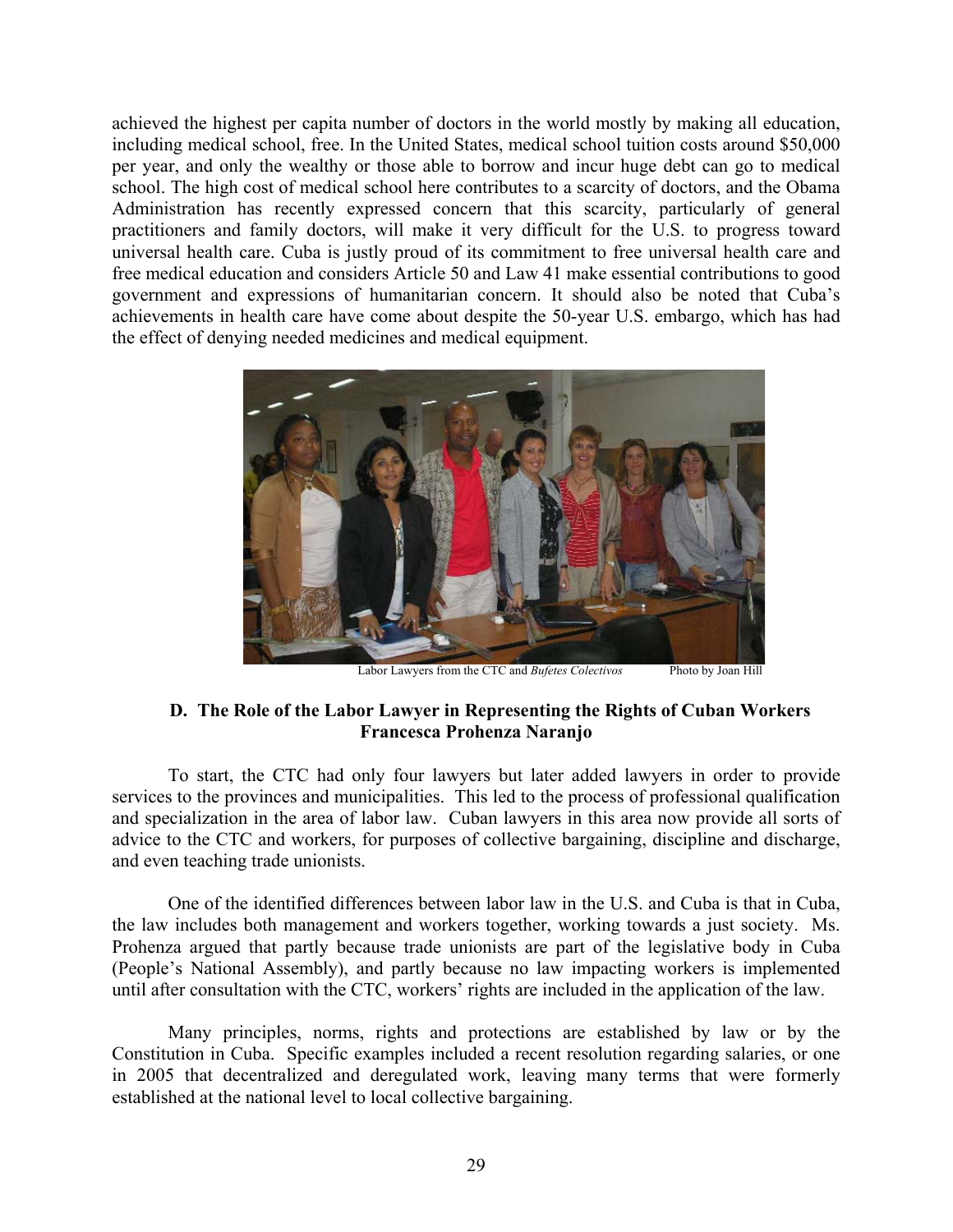achieved the highest per capita number of doctors in the world mostly by making all education, including medical school, free. In the United States, medical school tuition costs around $50,000 per year, and only the wealthy or those able to borrow and incur huge debt can go to medical school. The high cost of medical school here contributes to a scarcity of doctors, and the Obama Administration has recently expressed concern that this scarcity, particularly of general practitioners and family doctors, will make it very difficult for the U.S. to progress toward universal health care. Cuba is justly proud of its commitment to free universal health care and free medical education and considers Article 50 and Law 41 make essential contributions to good government and expressions of humanitarian concern. It should also be noted that Cuba's achievements in health care have come about despite the 50-year U.S. embargo, which has had the effect of denying needed medicines and medical equipment.

Labor Lawyers from the CTC and *Bufetes Colectivos* Photo by Joan Hill

### D. The Role of the Labor Lawyer in Representing the Rights of Cuban Workers
**Francesca Prohenza Naranjo**

To start, the CTC had only four lawyers but later added lawyers in order to provide services to the provinces and municipalities. This led to the process of professional qualification and specialization in the area of labor law. Cuban lawyers in this area now provide all sorts of advice to the CTC and workers, for purposes of collective bargaining, discipline and discharge, and even teaching trade unionists.

One of the identified differences between labor law in the U.S. and Cuba is that in Cuba, the law includes both management and workers together, working towards a just society. Ms. Prohenza argued that partly because trade unionists are part of the legislative body in Cuba (People's National Assembly), and partly because no law impacting workers is implemented until after consultation with the CTC, workers' rights are included in the application of the law.

Many principles, norms, rights and protections are established by law or by the Constitution in Cuba. Specific examples included a recent resolution regarding salaries, or one in 2005 that decentralized and deregulated work, leaving many terms that were formerly established at the national level to local collective bargaining.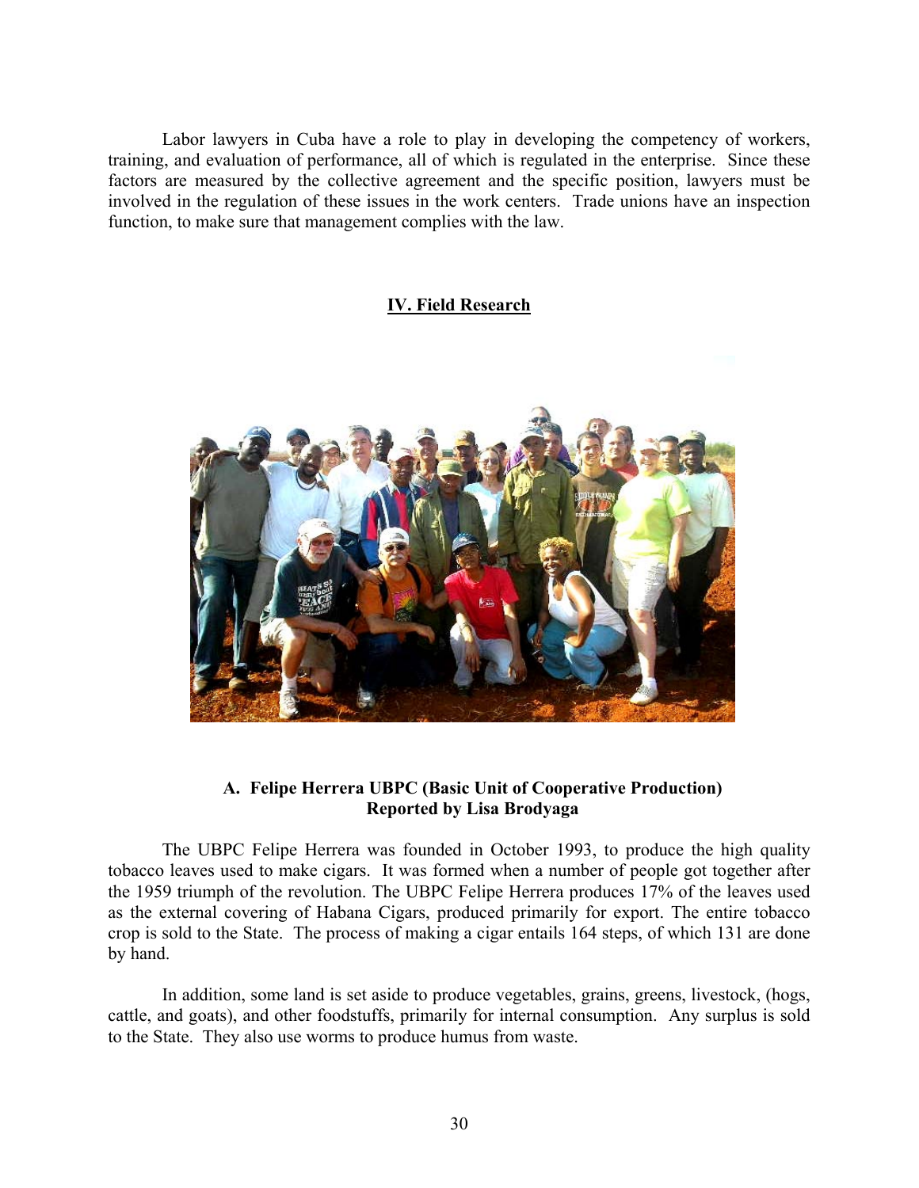Labor lawyers in Cuba have a role to play in developing the competency of workers, training, and evaluation of performance, all of which is regulated in the enterprise. Since these factors are measured by the collective agreement and the specific position, lawyers must be involved in the regulation of these issues in the work centers. Trade unions have an inspection function, to make sure that management complies with the law.

## IV. Field Research

### A. Felipe Herrera UBPC (Basic Unit of Cooperative Production)
**Reported by Lisa Brodyaga**

The UBPC Felipe Herrera was founded in October 1993, to produce the high quality tobacco leaves used to make cigars. It was formed when a number of people got together after the 1959 triumph of the revolution. The UBPC Felipe Herrera produces 17% of the leaves used as the external covering of Habana Cigars, produced primarily for export. The entire tobacco crop is sold to the State. The process of making a cigar entails 164 steps, of which 131 are done by hand.

In addition, some land is set aside to produce vegetables, grains, greens, livestock, (hogs, cattle, and goats), and other foodstuffs, primarily for internal consumption. Any surplus is sold to the State. They also use worms to produce humus from waste.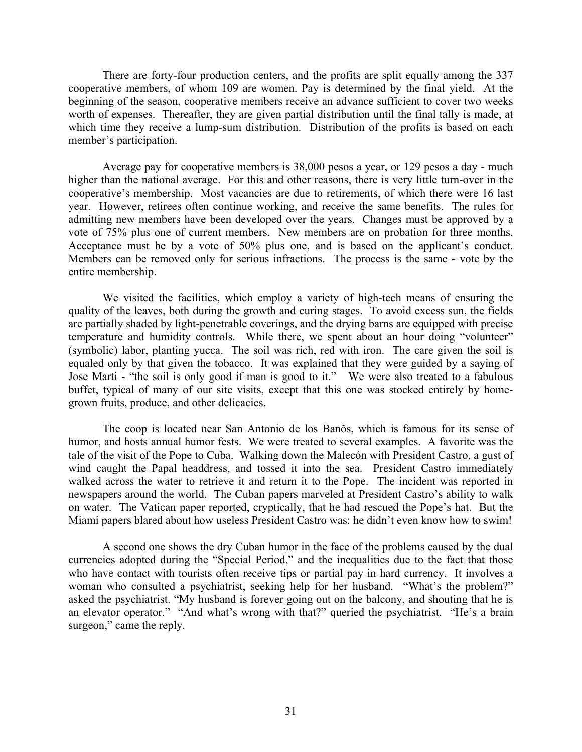There are forty-four production centers, and the profits are split equally among the 337 cooperative members, of whom 109 are women. Pay is determined by the final yield. At the beginning of the season, cooperative members receive an advance sufficient to cover two weeks worth of expenses. Thereafter, they are given partial distribution until the final tally is made, at which time they receive a lump-sum distribution. Distribution of the profits is based on each member's participation.

Average pay for cooperative members is 38,000 pesos a year, or 129 pesos a day - much higher than the national average. For this and other reasons, there is very little turn-over in the cooperative's membership. Most vacancies are due to retirements, of which there were 16 last year. However, retirees often continue working, and receive the same benefits. The rules for admitting new members have been developed over the years. Changes must be approved by a vote of 75% plus one of current members. New members are on probation for three months. Acceptance must be by a vote of 50% plus one, and is based on the applicant's conduct. Members can be removed only for serious infractions. The process is the same - vote by the entire membership.

We visited the facilities, which employ a variety of high-tech means of ensuring the quality of the leaves, both during the growth and curing stages. To avoid excess sun, the fields are partially shaded by light-penetrable coverings, and the drying barns are equipped with precise temperature and humidity controls. While there, we spent about an hour doing "volunteer" (symbolic) labor, planting yucca. The soil was rich, red with iron. The care given the soil is equaled only by that given the tobacco. It was explained that they were guided by a saying of Jose Marti - "the soil is only good if man is good to it." We were also treated to a fabulous buffet, typical of many of our site visits, except that this one was stocked entirely by home-grown fruits, produce, and other delicacies.

The coop is located near San Antonio de los Banõs, which is famous for its sense of humor, and hosts annual humor fests. We were treated to several examples. A favorite was the tale of the visit of the Pope to Cuba. Walking down the Malecón with President Castro, a gust of wind caught the Papal headdress, and tossed it into the sea. President Castro immediately walked across the water to retrieve it and return it to the Pope. The incident was reported in newspapers around the world. The Cuban papers marveled at President Castro's ability to walk on water. The Vatican paper reported, cryptically, that he had rescued the Pope's hat. But the Miami papers blared about how useless President Castro was: he didn't even know how to swim!

A second one shows the dry Cuban humor in the face of the problems caused by the dual currencies adopted during the "Special Period," and the inequalities due to the fact that those who have contact with tourists often receive tips or partial pay in hard currency. It involves a woman who consulted a psychiatrist, seeking help for her husband. "What's the problem?" asked the psychiatrist. "My husband is forever going out on the balcony, and shouting that he is an elevator operator." "And what's wrong with that?" queried the psychiatrist. "He's a brain surgeon," came the reply.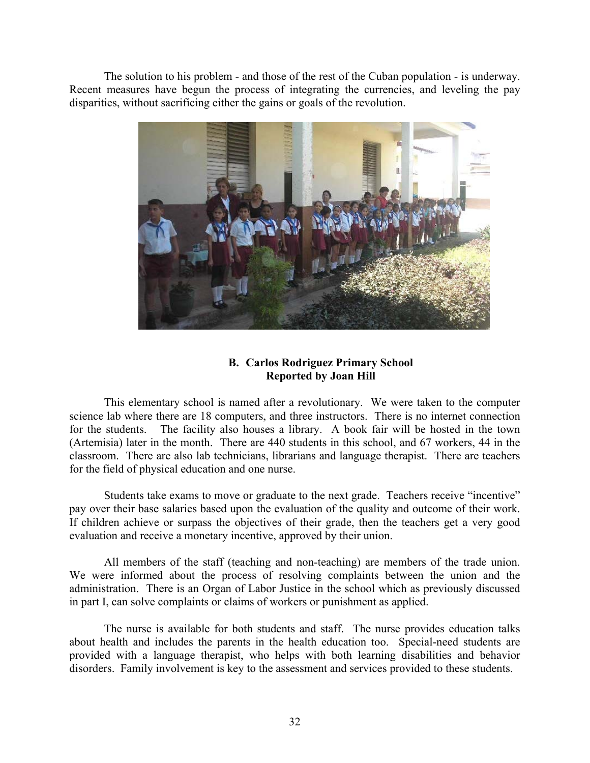The solution to his problem - and those of the rest of the Cuban population - is underway. Recent measures have begun the process of integrating the currencies, and leveling the pay disparities, without sacrificing either the gains or goals of the revolution.

### B. Carlos Rodriguez Primary School
**Reported by Joan Hill**

This elementary school is named after a revolutionary. We were taken to the computer science lab where there are 18 computers, and three instructors. There is no internet connection for the students. The facility also houses a library. A book fair will be hosted in the town (Artemisia) later in the month. There are 440 students in this school, and 67 workers, 44 in the classroom. There are also lab technicians, librarians and language therapist. There are teachers for the field of physical education and one nurse.

Students take exams to move or graduate to the next grade. Teachers receive "incentive" pay over their base salaries based upon the evaluation of the quality and outcome of their work. If children achieve or surpass the objectives of their grade, then the teachers get a very good evaluation and receive a monetary incentive, approved by their union.

All members of the staff (teaching and non-teaching) are members of the trade union. We were informed about the process of resolving complaints between the union and the administration. There is an Organ of Labor Justice in the school which as previously discussed in part I, can solve complaints or claims of workers or punishment as applied.

The nurse is available for both students and staff. The nurse provides education talks about health and includes the parents in the health education too. Special-need students are provided with a language therapist, who helps with both learning disabilities and behavior disorders. Family involvement is key to the assessment and services provided to these students.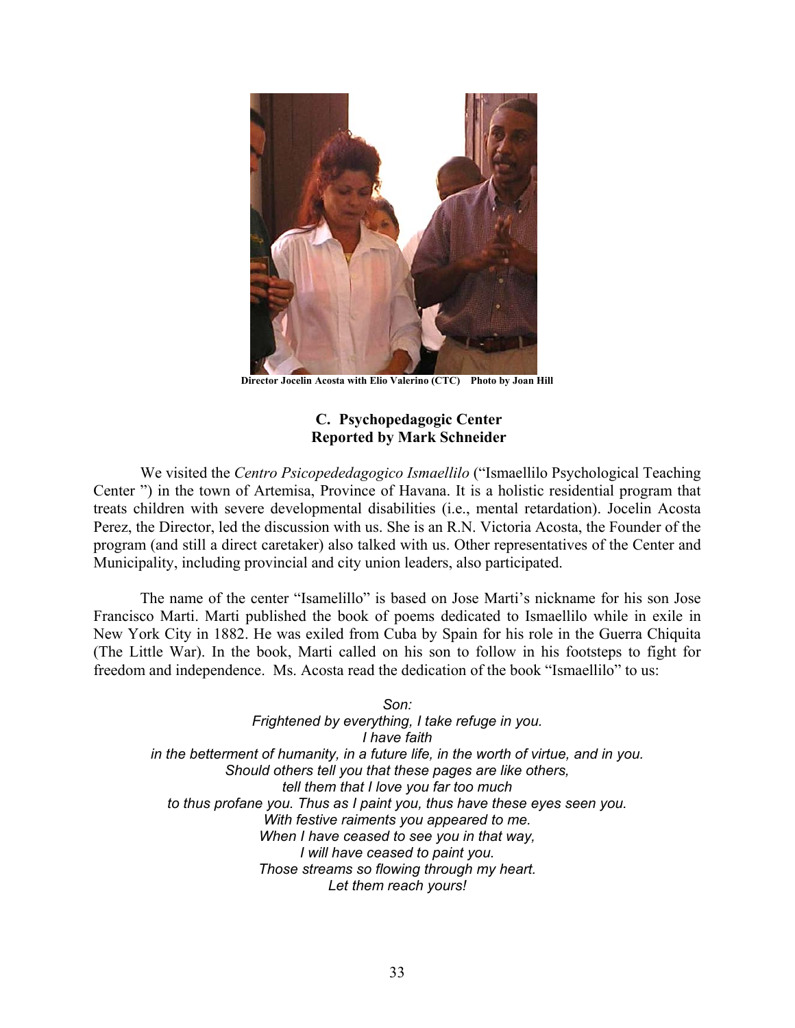Director Jocelin Acosta with Elio Valerino (CTC)    Photo by Joan Hill

### C. Psychopedagogic Center
### Reported by Mark Schneider

We visited the *Centro Psicopededagogico Ismaellilo* ("Ismaellilo Psychological Teaching Center ") in the town of Artemisa, Province of Havana. It is a holistic residential program that treats children with severe developmental disabilities (i.e., mental retardation). Jocelin Acosta Perez, the Director, led the discussion with us. She is an R.N. Victoria Acosta, the Founder of the program (and still a direct caretaker) also talked with us. Other representatives of the Center and Municipality, including provincial and city union leaders, also participated.

The name of the center "Isamelillo" is based on Jose Marti's nickname for his son Jose Francisco Marti. Marti published the book of poems dedicated to Ismaellilo while in exile in New York City in 1882. He was exiled from Cuba by Spain for his role in the Guerra Chiquita (The Little War). In the book, Marti called on his son to follow in his footsteps to fight for freedom and independence. Ms. Acosta read the dedication of the book "Ismaellilo" to us:

*Son:*
*Frightened by everything, I take refuge in you.*
*I have faith*
*in the betterment of humanity, in a future life, in the worth of virtue, and in you.*
*Should others tell you that these pages are like others,*
*tell them that I love you far too much*
*to thus profane you. Thus as I paint you, thus have these eyes seen you.*
*With festive raiments you appeared to me.*
*When I have ceased to see you in that way,*
*I will have ceased to paint you.*
*Those streams so flowing through my heart.*
*Let them reach yours!*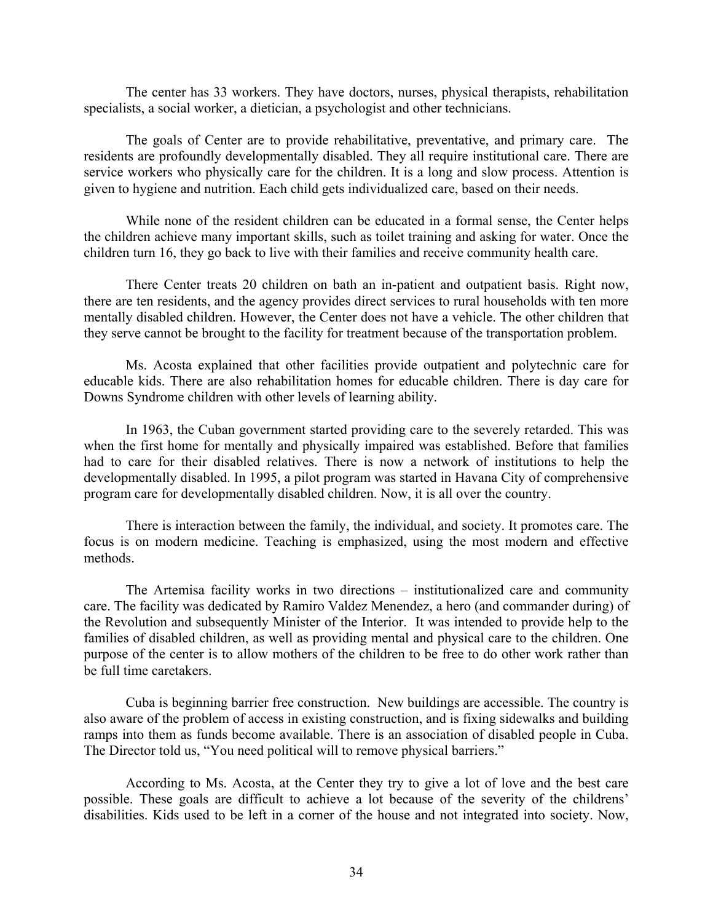The center has 33 workers. They have doctors, nurses, physical therapists, rehabilitation specialists, a social worker, a dietician, a psychologist and other technicians.

The goals of Center are to provide rehabilitative, preventative, and primary care. The residents are profoundly developmentally disabled. They all require institutional care. There are service workers who physically care for the children. It is a long and slow process. Attention is given to hygiene and nutrition. Each child gets individualized care, based on their needs.

While none of the resident children can be educated in a formal sense, the Center helps the children achieve many important skills, such as toilet training and asking for water. Once the children turn 16, they go back to live with their families and receive community health care.

There Center treats 20 children on bath an in-patient and outpatient basis. Right now, there are ten residents, and the agency provides direct services to rural households with ten more mentally disabled children. However, the Center does not have a vehicle. The other children that they serve cannot be brought to the facility for treatment because of the transportation problem.

Ms. Acosta explained that other facilities provide outpatient and polytechnic care for educable kids. There are also rehabilitation homes for educable children. There is day care for Downs Syndrome children with other levels of learning ability.

In 1963, the Cuban government started providing care to the severely retarded. This was when the first home for mentally and physically impaired was established. Before that families had to care for their disabled relatives. There is now a network of institutions to help the developmentally disabled. In 1995, a pilot program was started in Havana City of comprehensive program care for developmentally disabled children. Now, it is all over the country.

There is interaction between the family, the individual, and society. It promotes care. The focus is on modern medicine. Teaching is emphasized, using the most modern and effective methods.

The Artemisa facility works in two directions – institutionalized care and community care. The facility was dedicated by Ramiro Valdez Menendez, a hero (and commander during) of the Revolution and subsequently Minister of the Interior. It was intended to provide help to the families of disabled children, as well as providing mental and physical care to the children. One purpose of the center is to allow mothers of the children to be free to do other work rather than be full time caretakers.

Cuba is beginning barrier free construction. New buildings are accessible. The country is also aware of the problem of access in existing construction, and is fixing sidewalks and building ramps into them as funds become available. There is an association of disabled people in Cuba. The Director told us, "You need political will to remove physical barriers."

According to Ms. Acosta, at the Center they try to give a lot of love and the best care possible. These goals are difficult to achieve a lot because of the severity of the childrens' disabilities. Kids used to be left in a corner of the house and not integrated into society. Now,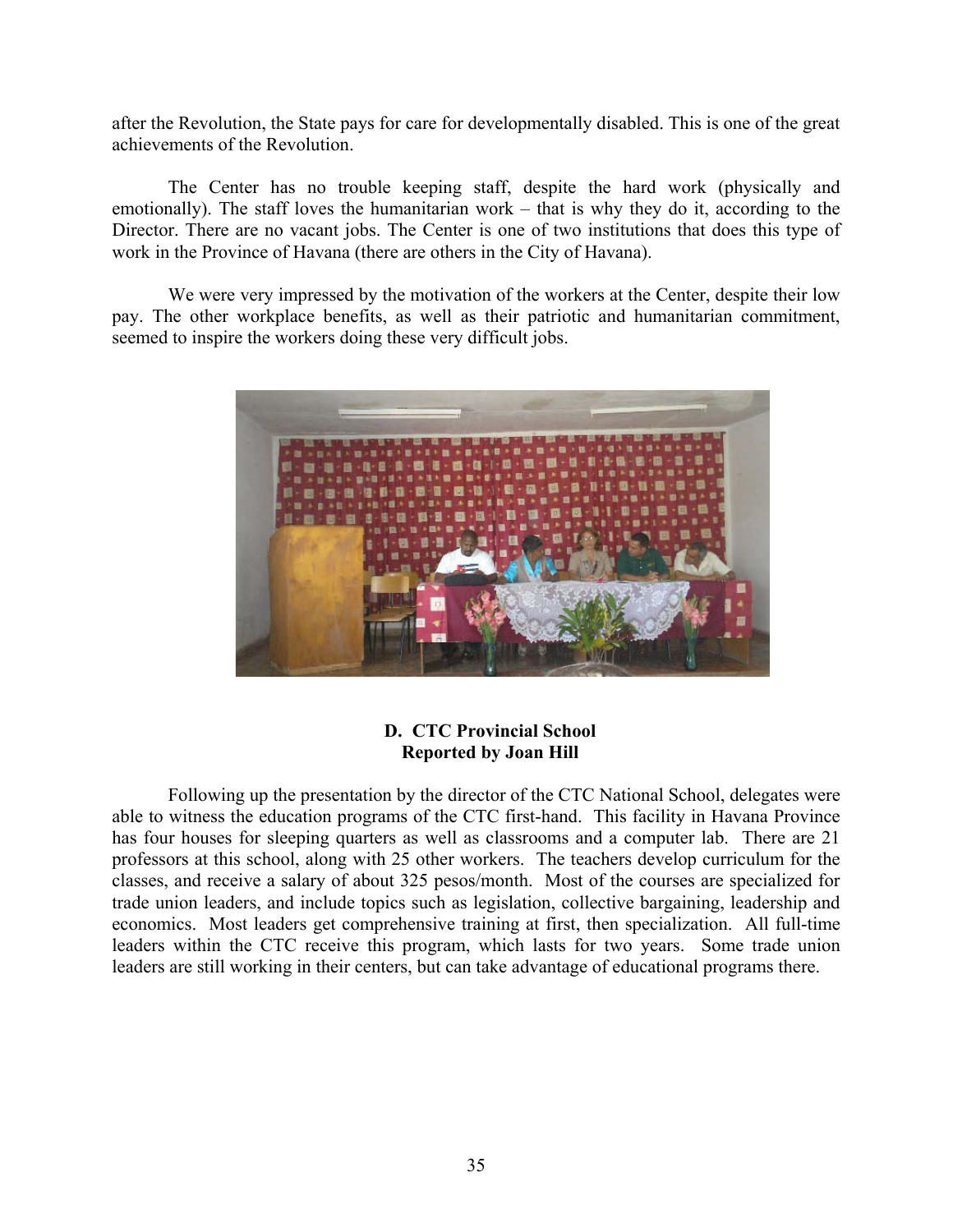after the Revolution, the State pays for care for developmentally disabled. This is one of the great achievements of the Revolution.

The Center has no trouble keeping staff, despite the hard work (physically and emotionally). The staff loves the humanitarian work – that is why they do it, according to the Director. There are no vacant jobs. The Center is one of two institutions that does this type of work in the Province of Havana (there are others in the City of Havana).

We were very impressed by the motivation of the workers at the Center, despite their low pay. The other workplace benefits, as well as their patriotic and humanitarian commitment, seemed to inspire the workers doing these very difficult jobs.

**D. CTC Provincial School**
**Reported by Joan Hill**

Following up the presentation by the director of the CTC National School, delegates were able to witness the education programs of the CTC first-hand. This facility in Havana Province has four houses for sleeping quarters as well as classrooms and a computer lab. There are 21 professors at this school, along with 25 other workers. The teachers develop curriculum for the classes, and receive a salary of about 325 pesos/month. Most of the courses are specialized for trade union leaders, and include topics such as legislation, collective bargaining, leadership and economics. Most leaders get comprehensive training at first, then specialization. All full-time leaders within the CTC receive this program, which lasts for two years. Some trade union leaders are still working in their centers, but can take advantage of educational programs there.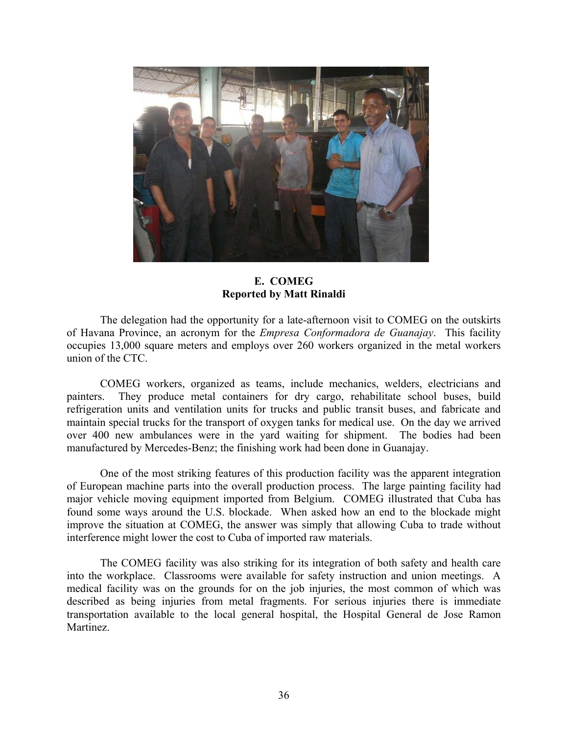**E. COMEG**
**Reported by Matt Rinaldi**

The delegation had the opportunity for a late-afternoon visit to COMEG on the outskirts of Havana Province, an acronym for the *Empresa Conformadora de Guanajay*. This facility occupies 13,000 square meters and employs over 260 workers organized in the metal workers union of the CTC.

COMEG workers, organized as teams, include mechanics, welders, electricians and painters. They produce metal containers for dry cargo, rehabilitate school buses, build refrigeration units and ventilation units for trucks and public transit buses, and fabricate and maintain special trucks for the transport of oxygen tanks for medical use. On the day we arrived over 400 new ambulances were in the yard waiting for shipment. The bodies had been manufactured by Mercedes-Benz; the finishing work had been done in Guanajay.

One of the most striking features of this production facility was the apparent integration of European machine parts into the overall production process. The large painting facility had major vehicle moving equipment imported from Belgium. COMEG illustrated that Cuba has found some ways around the U.S. blockade. When asked how an end to the blockade might improve the situation at COMEG, the answer was simply that allowing Cuba to trade without interference might lower the cost to Cuba of imported raw materials.

The COMEG facility was also striking for its integration of both safety and health care into the workplace. Classrooms were available for safety instruction and union meetings. A medical facility was on the grounds for on the job injuries, the most common of which was described as being injuries from metal fragments. For serious injuries there is immediate transportation available to the local general hospital, the Hospital General de Jose Ramon Martinez.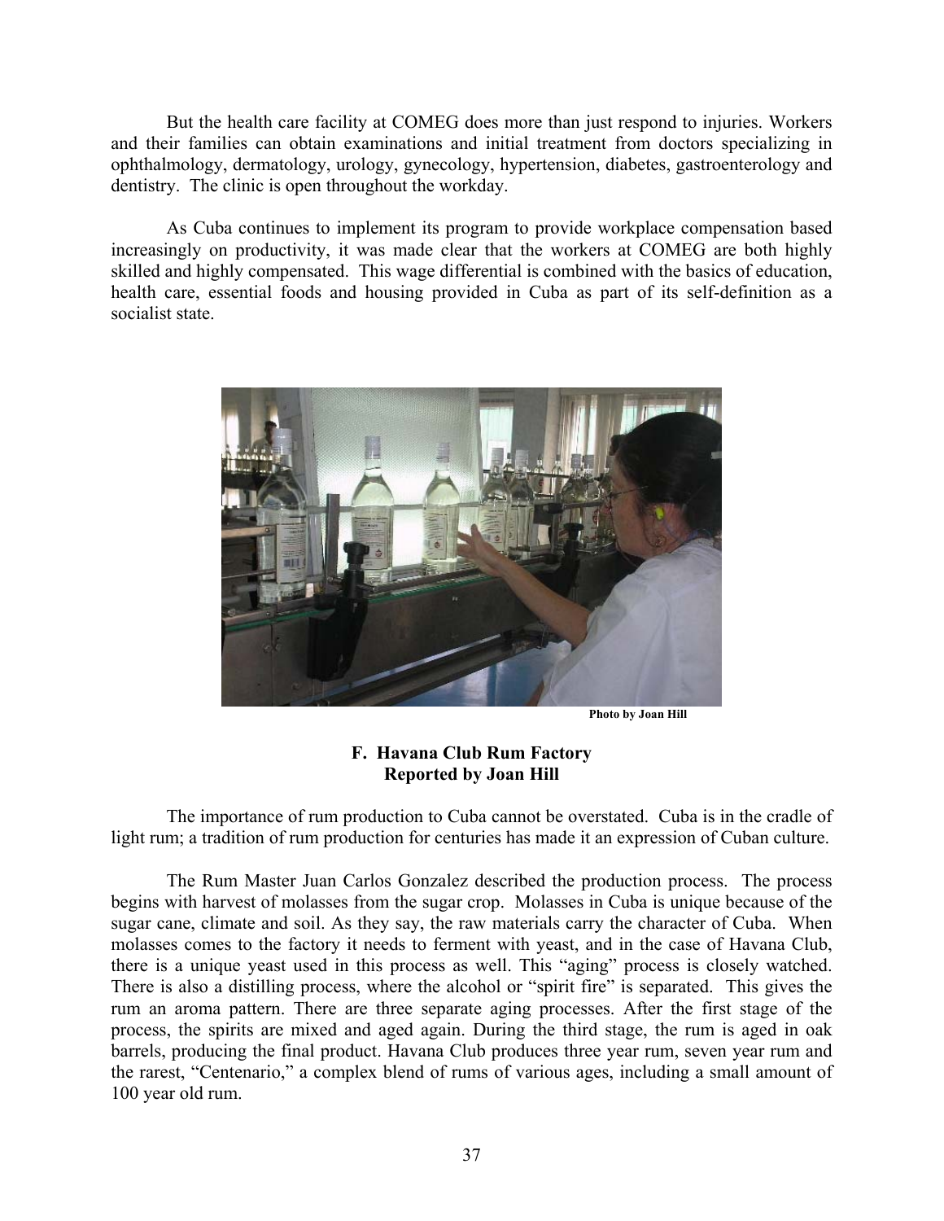But the health care facility at COMEG does more than just respond to injuries. Workers and their families can obtain examinations and initial treatment from doctors specializing in ophthalmology, dermatology, urology, gynecology, hypertension, diabetes, gastroenterology and dentistry. The clinic is open throughout the workday.

As Cuba continues to implement its program to provide workplace compensation based increasingly on productivity, it was made clear that the workers at COMEG are both highly skilled and highly compensated. This wage differential is combined with the basics of education, health care, essential foods and housing provided in Cuba as part of its self-definition as a socialist state.

**Photo by Joan Hill**

### F. Havana Club Rum Factory
**Reported by Joan Hill**

The importance of rum production to Cuba cannot be overstated. Cuba is in the cradle of light rum; a tradition of rum production for centuries has made it an expression of Cuban culture.

The Rum Master Juan Carlos Gonzalez described the production process. The process begins with harvest of molasses from the sugar crop. Molasses in Cuba is unique because of the sugar cane, climate and soil. As they say, the raw materials carry the character of Cuba. When molasses comes to the factory it needs to ferment with yeast, and in the case of Havana Club, there is a unique yeast used in this process as well. This "aging" process is closely watched. There is also a distilling process, where the alcohol or "spirit fire" is separated. This gives the rum an aroma pattern. There are three separate aging processes. After the first stage of the process, the spirits are mixed and aged again. During the third stage, the rum is aged in oak barrels, producing the final product. Havana Club produces three year rum, seven year rum and the rarest, "Centenario," a complex blend of rums of various ages, including a small amount of 100 year old rum.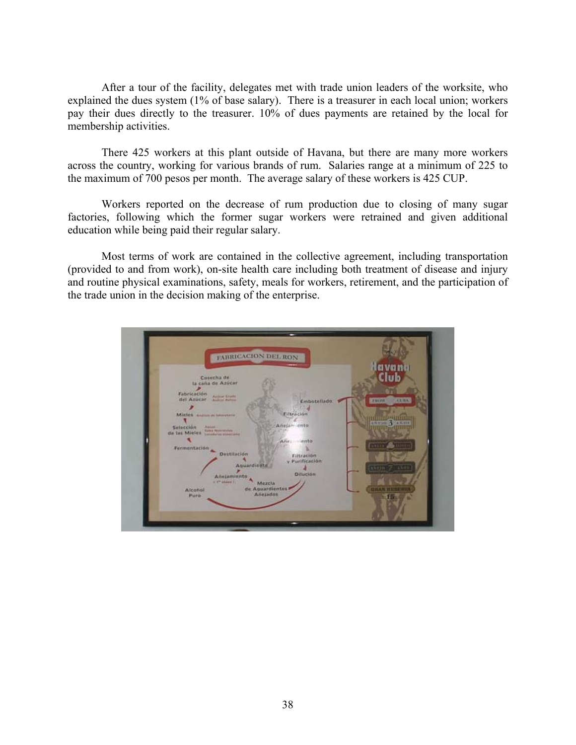After a tour of the facility, delegates met with trade union leaders of the worksite, who explained the dues system (1% of base salary). There is a treasurer in each local union; workers pay their dues directly to the treasurer. 10% of dues payments are retained by the local for membership activities.

There 425 workers at this plant outside of Havana, but there are many more workers across the country, working for various brands of rum. Salaries range at a minimum of 225 to the maximum of 700 pesos per month. The average salary of these workers is 425 CUP.

Workers reported on the decrease of rum production due to closing of many sugar factories, following which the former sugar workers were retrained and given additional education while being paid their regular salary.

Most terms of work are contained in the collective agreement, including transportation (provided to and from work), on-site health care including both treatment of disease and injury and routine physical examinations, safety, meals for workers, retirement, and the participation of the trade union in the decision making of the enterprise.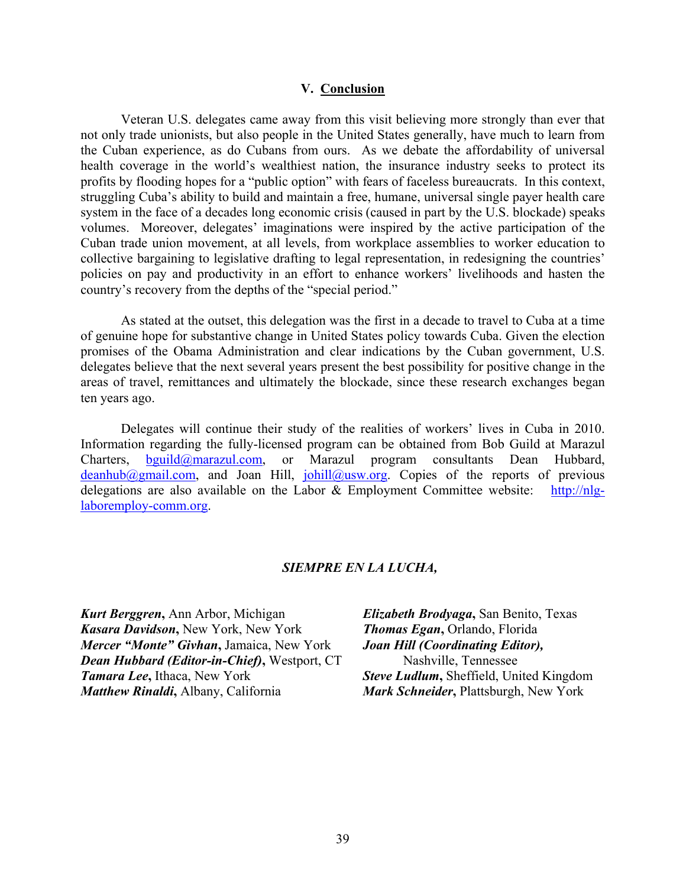## V. Conclusion

Veteran U.S. delegates came away from this visit believing more strongly than ever that not only trade unionists, but also people in the United States generally, have much to learn from the Cuban experience, as do Cubans from ours. As we debate the affordability of universal health coverage in the world's wealthiest nation, the insurance industry seeks to protect its profits by flooding hopes for a "public option" with fears of faceless bureaucrats. In this context, struggling Cuba's ability to build and maintain a free, humane, universal single payer health care system in the face of a decades long economic crisis (caused in part by the U.S. blockade) speaks volumes. Moreover, delegates' imaginations were inspired by the active participation of the Cuban trade union movement, at all levels, from workplace assemblies to worker education to collective bargaining to legislative drafting to legal representation, in redesigning the countries' policies on pay and productivity in an effort to enhance workers' livelihoods and hasten the country's recovery from the depths of the "special period."

As stated at the outset, this delegation was the first in a decade to travel to Cuba at a time of genuine hope for substantive change in United States policy towards Cuba. Given the election promises of the Obama Administration and clear indications by the Cuban government, U.S. delegates believe that the next several years present the best possibility for positive change in the areas of travel, remittances and ultimately the blockade, since these research exchanges began ten years ago.

Delegates will continue their study of the realities of workers' lives in Cuba in 2010. Information regarding the fully-licensed program can be obtained from Bob Guild at Marazul Charters, bguild@marazul.com, or Marazul program consultants Dean Hubbard, deanhub@gmail.com, and Joan Hill, johill@usw.org. Copies of the reports of previous delegations are also available on the Labor & Employment Committee website: http://nlg-laboremploy-comm.org.

***SIEMPRE EN LA LUCHA,***

***Kurt Berggren***, Ann Arbor, Michigan
***Kasara Davidson***, New York, New York
***Mercer "Monte" Givhan***, Jamaica, New York
***Dean Hubbard (Editor-in-Chief)***, Westport, CT
***Tamara Lee***, Ithaca, New York
***Matthew Rinaldi***, Albany, California
***Elizabeth Brodyaga***, San Benito, Texas
***Thomas Egan***, Orlando, Florida
***Joan Hill (Coordinating Editor)***, Nashville, Tennessee
***Steve Ludlum***, Sheffield, United Kingdom
***Mark Schneider***, Plattsburgh, New York